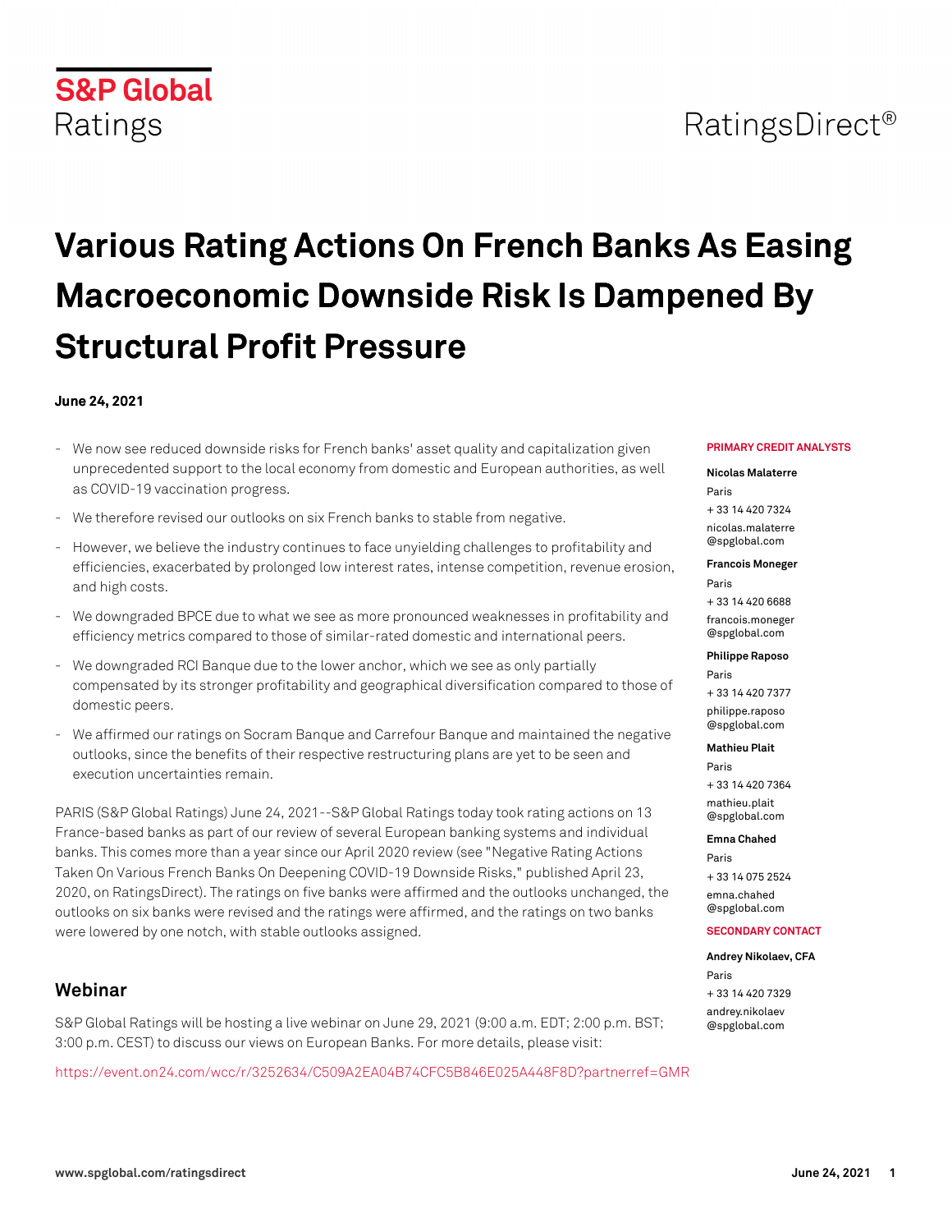S&P Global Ratings

RatingsDirect®

# Various Rating Actions On French Banks As Easing Macroeconomic Downside Risk Is Dampened By Structural Profit Pressure

**June 24, 2021**

- We now see reduced downside risks for French banks' asset quality and capitalization given unprecedented support to the local economy from domestic and European authorities, as well as COVID-19 vaccination progress.
- We therefore revised our outlooks on six French banks to stable from negative.
- However, we believe the industry continues to face unyielding challenges to profitability and efficiencies, exacerbated by prolonged low interest rates, intense competition, revenue erosion, and high costs.
- We downgraded BPCE due to what we see as more pronounced weaknesses in profitability and efficiency metrics compared to those of similar-rated domestic and international peers.
- We downgraded RCI Banque due to the lower anchor, which we see as only partially compensated by its stronger profitability and geographical diversification compared to those of domestic peers.
- We affirmed our ratings on Socram Banque and Carrefour Banque and maintained the negative outlooks, since the benefits of their respective restructuring plans are yet to be seen and execution uncertainties remain.

PARIS (S&P Global Ratings) June 24, 2021--S&P Global Ratings today took rating actions on 13 France-based banks as part of our review of several European banking systems and individual banks. This comes more than a year since our April 2020 review (see "Negative Rating Actions Taken On Various French Banks On Deepening COVID-19 Downside Risks," published April 23, 2020, on RatingsDirect). The ratings on five banks were affirmed and the outlooks unchanged, the outlooks on six banks were revised and the ratings were affirmed, and the ratings on two banks were lowered by one notch, with stable outlooks assigned.

## Webinar

S&P Global Ratings will be hosting a live webinar on June 29, 2021 (9:00 a.m. EDT; 2:00 p.m. BST; 3:00 p.m. CEST) to discuss our views on European Banks. For more details, please visit:

https://event.on24.com/wcc/r/3252634/C509A2EA04B74CFC5B846E025A448F8D?partnerref=GMR

**PRIMARY CREDIT ANALYSTS**

**Nicolas Malaterre**
Paris
+ 33 14 420 7324
nicolas.malaterre@spglobal.com

**Francois Moneger**
Paris
+ 33 14 420 6688
francois.moneger@spglobal.com

**Philippe Raposo**
Paris
+ 33 14 420 7377
philippe.raposo@spglobal.com

**Mathieu Plait**
Paris
+ 33 14 420 7364
mathieu.plait@spglobal.com

**Emna Chahed**
Paris
+ 33 14 075 2524
emna.chahed@spglobal.com

**SECONDARY CONTACT**

**Andrey Nikolaev, CFA**
Paris
+ 33 14 420 7329
andrey.nikolaev@spglobal.com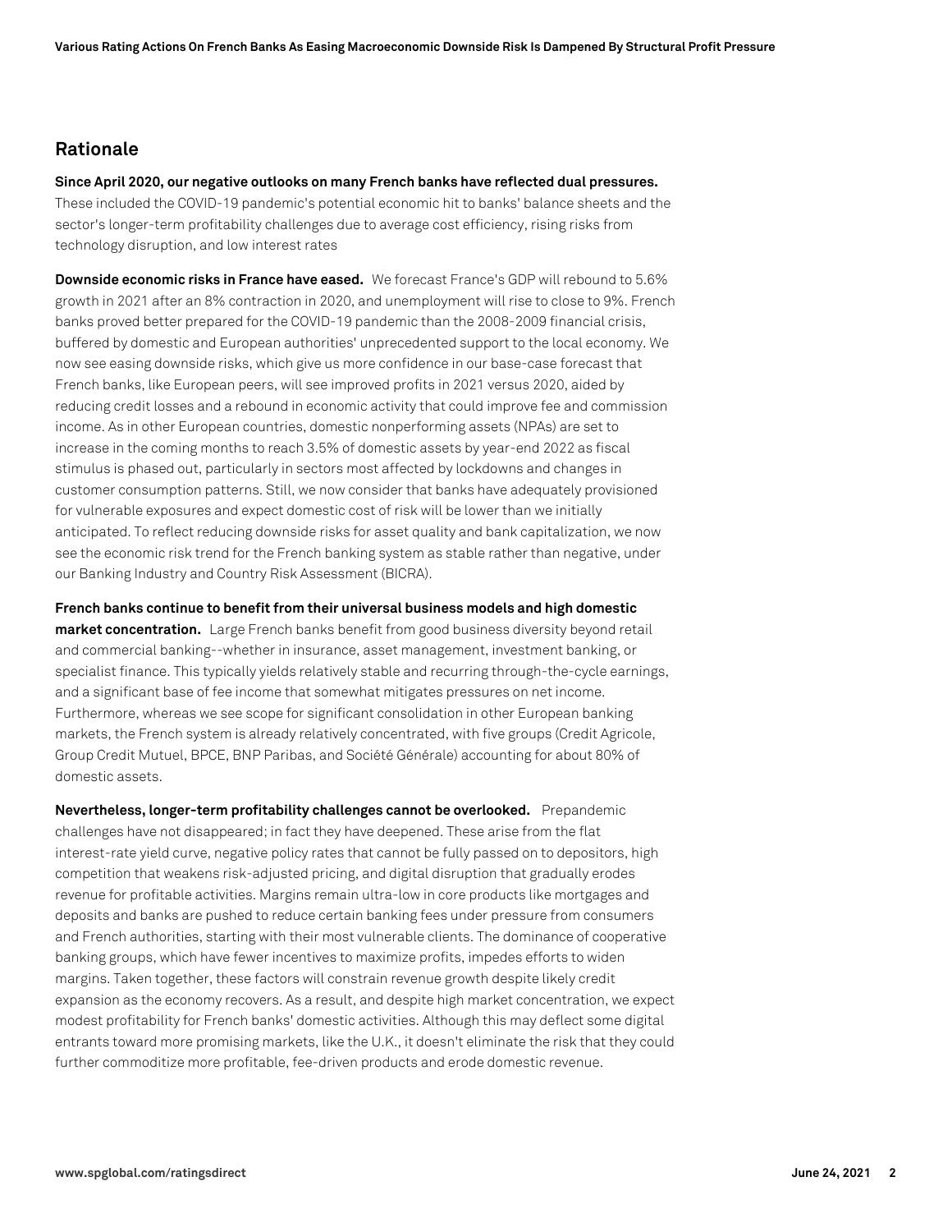## Rationale

**Since April 2020, our negative outlooks on many French banks have reflected dual pressures.** These included the COVID-19 pandemic's potential economic hit to banks' balance sheets and the sector's longer-term profitability challenges due to average cost efficiency, rising risks from technology disruption, and low interest rates

**Downside economic risks in France have eased.** We forecast France's GDP will rebound to 5.6% growth in 2021 after an 8% contraction in 2020, and unemployment will rise to close to 9%. French banks proved better prepared for the COVID-19 pandemic than the 2008-2009 financial crisis, buffered by domestic and European authorities' unprecedented support to the local economy. We now see easing downside risks, which give us more confidence in our base-case forecast that French banks, like European peers, will see improved profits in 2021 versus 2020, aided by reducing credit losses and a rebound in economic activity that could improve fee and commission income. As in other European countries, domestic nonperforming assets (NPAs) are set to increase in the coming months to reach 3.5% of domestic assets by year-end 2022 as fiscal stimulus is phased out, particularly in sectors most affected by lockdowns and changes in customer consumption patterns. Still, we now consider that banks have adequately provisioned for vulnerable exposures and expect domestic cost of risk will be lower than we initially anticipated. To reflect reducing downside risks for asset quality and bank capitalization, we now see the economic risk trend for the French banking system as stable rather than negative, under our Banking Industry and Country Risk Assessment (BICRA).

**French banks continue to benefit from their universal business models and high domestic market concentration.** Large French banks benefit from good business diversity beyond retail and commercial banking--whether in insurance, asset management, investment banking, or specialist finance. This typically yields relatively stable and recurring through-the-cycle earnings, and a significant base of fee income that somewhat mitigates pressures on net income. Furthermore, whereas we see scope for significant consolidation in other European banking markets, the French system is already relatively concentrated, with five groups (Credit Agricole, Group Credit Mutuel, BPCE, BNP Paribas, and Société Générale) accounting for about 80% of domestic assets.

**Nevertheless, longer-term profitability challenges cannot be overlooked.** Prepandemic challenges have not disappeared; in fact they have deepened. These arise from the flat interest-rate yield curve, negative policy rates that cannot be fully passed on to depositors, high competition that weakens risk-adjusted pricing, and digital disruption that gradually erodes revenue for profitable activities. Margins remain ultra-low in core products like mortgages and deposits and banks are pushed to reduce certain banking fees under pressure from consumers and French authorities, starting with their most vulnerable clients. The dominance of cooperative banking groups, which have fewer incentives to maximize profits, impedes efforts to widen margins. Taken together, these factors will constrain revenue growth despite likely credit expansion as the economy recovers. As a result, and despite high market concentration, we expect modest profitability for French banks' domestic activities. Although this may deflect some digital entrants toward more promising markets, like the U.K., it doesn't eliminate the risk that they could further commoditize more profitable, fee-driven products and erode domestic revenue.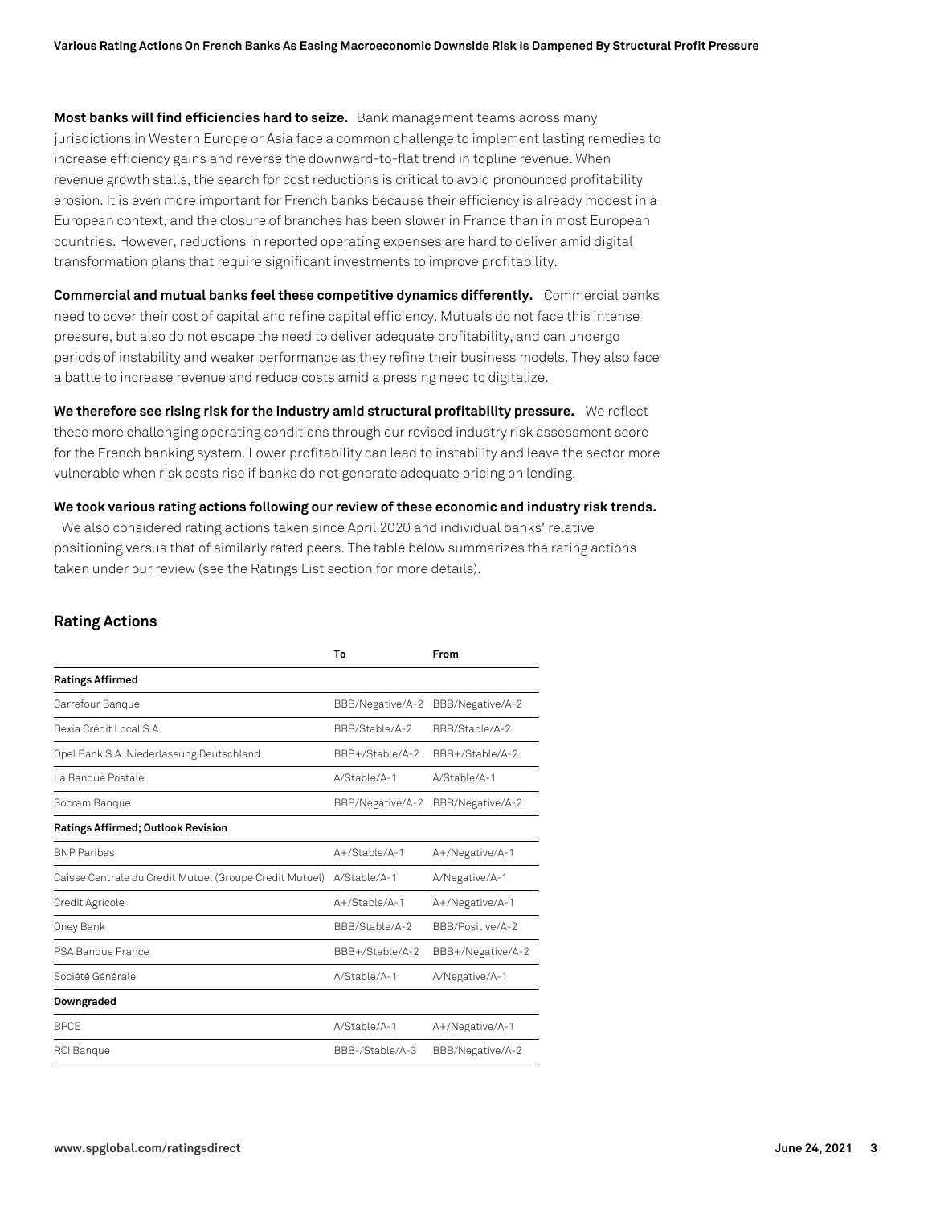**Most banks will find efficiencies hard to seize.** Bank management teams across many jurisdictions in Western Europe or Asia face a common challenge to implement lasting remedies to increase efficiency gains and reverse the downward-to-flat trend in topline revenue. When revenue growth stalls, the search for cost reductions is critical to avoid pronounced profitability erosion. It is even more important for French banks because their efficiency is already modest in a European context, and the closure of branches has been slower in France than in most European countries. However, reductions in reported operating expenses are hard to deliver amid digital transformation plans that require significant investments to improve profitability.

**Commercial and mutual banks feel these competitive dynamics differently.** Commercial banks need to cover their cost of capital and refine capital efficiency. Mutuals do not face this intense pressure, but also do not escape the need to deliver adequate profitability, and can undergo periods of instability and weaker performance as they refine their business models. They also face a battle to increase revenue and reduce costs amid a pressing need to digitalize.

**We therefore see rising risk for the industry amid structural profitability pressure.** We reflect these more challenging operating conditions through our revised industry risk assessment score for the French banking system. Lower profitability can lead to instability and leave the sector more vulnerable when risk costs rise if banks do not generate adequate pricing on lending.

**We took various rating actions following our review of these economic and industry risk trends.** We also considered rating actions taken since April 2020 and individual banks' relative positioning versus that of similarly rated peers. The table below summarizes the rating actions taken under our review (see the Ratings List section for more details).

## Rating Actions

| | To | From |
|---|---|---|
| **Ratings Affirmed** | | |
| Carrefour Banque | BBB/Negative/A-2 | BBB/Negative/A-2 |
| Dexia Crédit Local S.A. | BBB/Stable/A-2 | BBB/Stable/A-2 |
| Opel Bank S.A. Niederlassung Deutschland | BBB+/Stable/A-2 | BBB+/Stable/A-2 |
| La Banque Postale | A/Stable/A-1 | A/Stable/A-1 |
| Socram Banque | BBB/Negative/A-2 | BBB/Negative/A-2 |
| **Ratings Affirmed; Outlook Revision** | | |
| BNP Paribas | A+/Stable/A-1 | A+/Negative/A-1 |
| Caisse Centrale du Credit Mutuel (Groupe Credit Mutuel) | A/Stable/A-1 | A/Negative/A-1 |
| Credit Agricole | A+/Stable/A-1 | A+/Negative/A-1 |
| Oney Bank | BBB/Stable/A-2 | BBB/Positive/A-2 |
| PSA Banque France | BBB+/Stable/A-2 | BBB+/Negative/A-2 |
| Société Générale | A/Stable/A-1 | A/Negative/A-1 |
| **Downgraded** | | |
| BPCE | A/Stable/A-1 | A+/Negative/A-1 |
| RCI Banque | BBB-/Stable/A-3 | BBB/Negative/A-2 |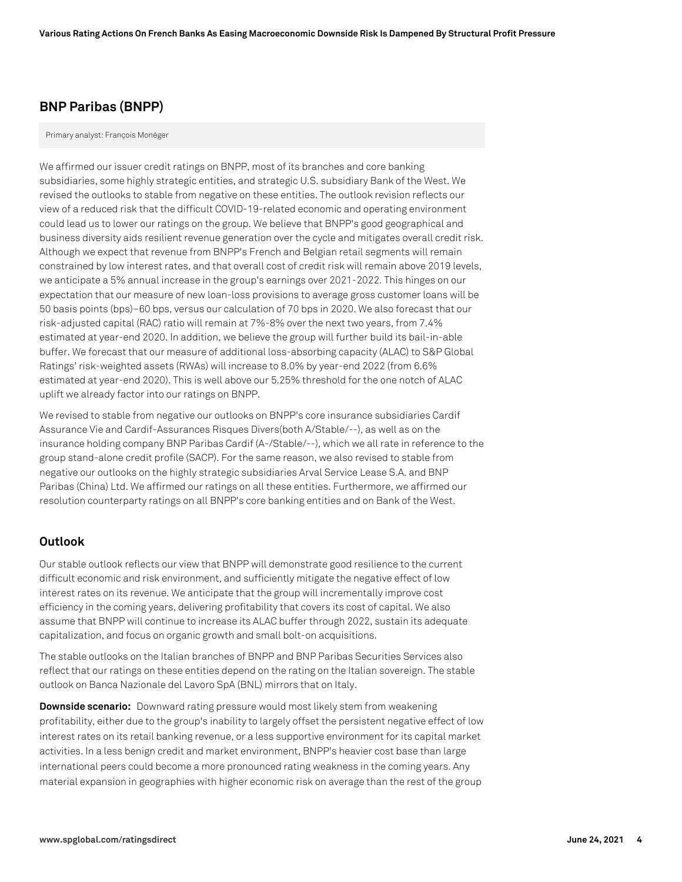## BNP Paribas (BNPP)

Primary analyst: François Monéger

We affirmed our issuer credit ratings on BNPP, most of its branches and core banking subsidiaries, some highly strategic entities, and strategic U.S. subsidiary Bank of the West. We revised the outlooks to stable from negative on these entities. The outlook revision reflects our view of a reduced risk that the difficult COVID-19-related economic and operating environment could lead us to lower our ratings on the group. We believe that BNPP's good geographical and business diversity aids resilient revenue generation over the cycle and mitigates overall credit risk. Although we expect that revenue from BNPP's French and Belgian retail segments will remain constrained by low interest rates, and that overall cost of credit risk will remain above 2019 levels, we anticipate a 5% annual increase in the group's earnings over 2021-2022. This hinges on our expectation that our measure of new loan-loss provisions to average gross customer loans will be 50 basis points (bps)–60 bps, versus our calculation of 70 bps in 2020. We also forecast that our risk-adjusted capital (RAC) ratio will remain at 7%-8% over the next two years, from 7.4% estimated at year-end 2020. In addition, we believe the group will further build its bail-in-able buffer. We forecast that our measure of additional loss-absorbing capacity (ALAC) to S&P Global Ratings' risk-weighted assets (RWAs) will increase to 8.0% by year-end 2022 (from 6.6% estimated at year-end 2020). This is well above our 5.25% threshold for the one notch of ALAC uplift we already factor into our ratings on BNPP.

We revised to stable from negative our outlooks on BNPP's core insurance subsidiaries Cardif Assurance Vie and Cardif-Assurances Risques Divers(both A/Stable/--), as well as on the insurance holding company BNP Paribas Cardif (A-/Stable/--), which we all rate in reference to the group stand-alone credit profile (SACP). For the same reason, we also revised to stable from negative our outlooks on the highly strategic subsidiaries Arval Service Lease S.A. and BNP Paribas (China) Ltd. We affirmed our ratings on all these entities. Furthermore, we affirmed our resolution counterparty ratings on all BNPP's core banking entities and on Bank of the West.

### Outlook

Our stable outlook reflects our view that BNPP will demonstrate good resilience to the current difficult economic and risk environment, and sufficiently mitigate the negative effect of low interest rates on its revenue. We anticipate that the group will incrementally improve cost efficiency in the coming years, delivering profitability that covers its cost of capital. We also assume that BNPP will continue to increase its ALAC buffer through 2022, sustain its adequate capitalization, and focus on organic growth and small bolt-on acquisitions.

The stable outlooks on the Italian branches of BNPP and BNP Paribas Securities Services also reflect that our ratings on these entities depend on the rating on the Italian sovereign. The stable outlook on Banca Nazionale del Lavoro SpA (BNL) mirrors that on Italy.

**Downside scenario:** Downward rating pressure would most likely stem from weakening profitability, either due to the group's inability to largely offset the persistent negative effect of low interest rates on its retail banking revenue, or a less supportive environment for its capital market activities. In a less benign credit and market environment, BNPP's heavier cost base than large international peers could become a more pronounced rating weakness in the coming years. Any material expansion in geographies with higher economic risk on average than the rest of the group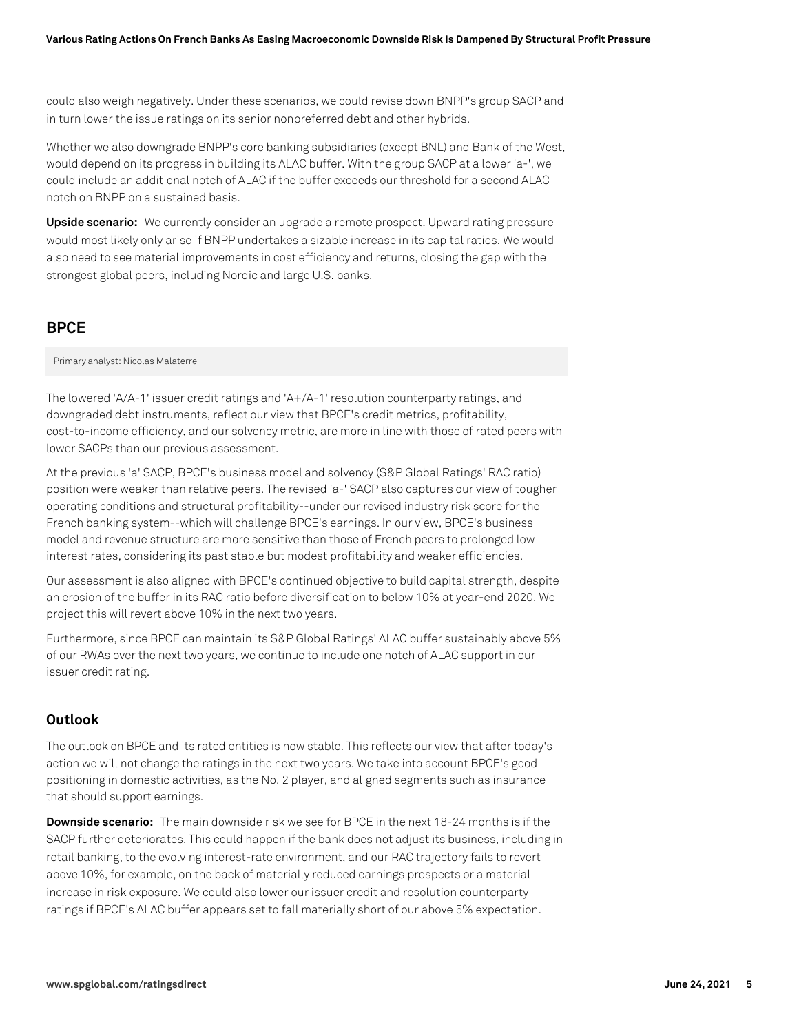could also weigh negatively. Under these scenarios, we could revise down BNPP's group SACP and in turn lower the issue ratings on its senior nonpreferred debt and other hybrids.

Whether we also downgrade BNPP's core banking subsidiaries (except BNL) and Bank of the West, would depend on its progress in building its ALAC buffer. With the group SACP at a lower 'a-', we could include an additional notch of ALAC if the buffer exceeds our threshold for a second ALAC notch on BNPP on a sustained basis.

**Upside scenario:** We currently consider an upgrade a remote prospect. Upward rating pressure would most likely only arise if BNPP undertakes a sizable increase in its capital ratios. We would also need to see material improvements in cost efficiency and returns, closing the gap with the strongest global peers, including Nordic and large U.S. banks.

## BPCE

Primary analyst: Nicolas Malaterre

The lowered 'A/A-1' issuer credit ratings and 'A+/A-1' resolution counterparty ratings, and downgraded debt instruments, reflect our view that BPCE's credit metrics, profitability, cost-to-income efficiency, and our solvency metric, are more in line with those of rated peers with lower SACPs than our previous assessment.

At the previous 'a' SACP, BPCE's business model and solvency (S&P Global Ratings' RAC ratio) position were weaker than relative peers. The revised 'a-' SACP also captures our view of tougher operating conditions and structural profitability--under our revised industry risk score for the French banking system--which will challenge BPCE's earnings. In our view, BPCE's business model and revenue structure are more sensitive than those of French peers to prolonged low interest rates, considering its past stable but modest profitability and weaker efficiencies.

Our assessment is also aligned with BPCE's continued objective to build capital strength, despite an erosion of the buffer in its RAC ratio before diversification to below 10% at year-end 2020. We project this will revert above 10% in the next two years.

Furthermore, since BPCE can maintain its S&P Global Ratings' ALAC buffer sustainably above 5% of our RWAs over the next two years, we continue to include one notch of ALAC support in our issuer credit rating.

### Outlook

The outlook on BPCE and its rated entities is now stable. This reflects our view that after today's action we will not change the ratings in the next two years. We take into account BPCE's good positioning in domestic activities, as the No. 2 player, and aligned segments such as insurance that should support earnings.

**Downside scenario:** The main downside risk we see for BPCE in the next 18-24 months is if the SACP further deteriorates. This could happen if the bank does not adjust its business, including in retail banking, to the evolving interest-rate environment, and our RAC trajectory fails to revert above 10%, for example, on the back of materially reduced earnings prospects or a material increase in risk exposure. We could also lower our issuer credit and resolution counterparty ratings if BPCE's ALAC buffer appears set to fall materially short of our above 5% expectation.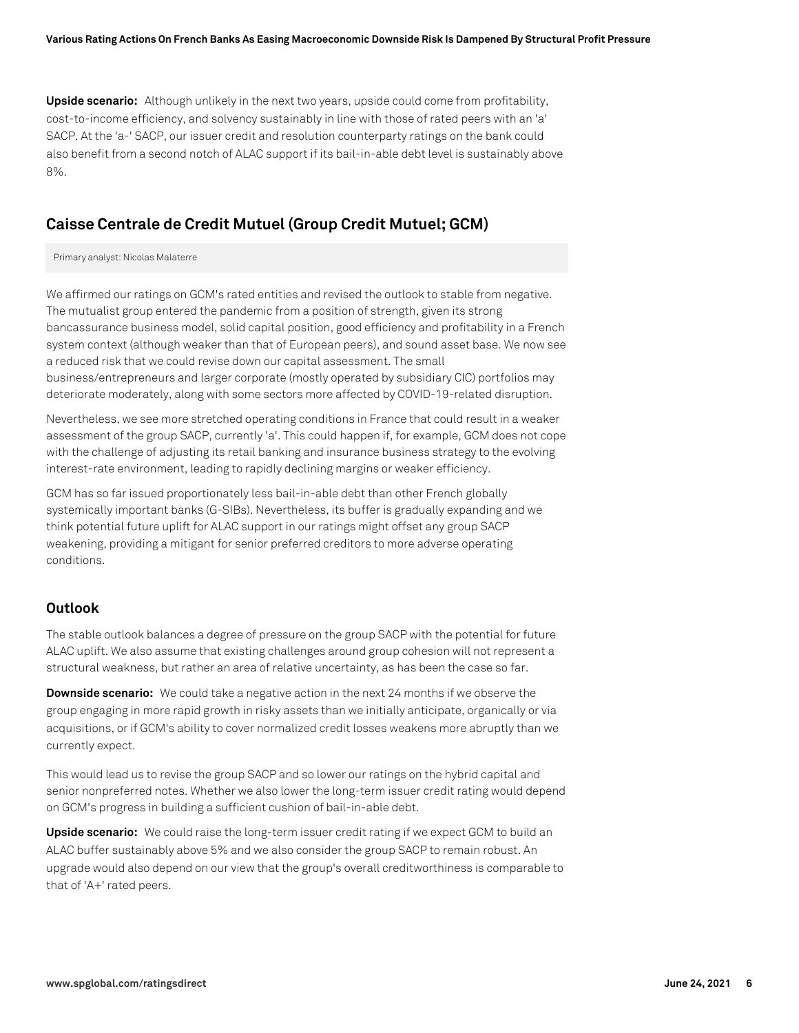**Upside scenario:** Although unlikely in the next two years, upside could come from profitability, cost-to-income efficiency, and solvency sustainably in line with those of rated peers with an 'a' SACP. At the 'a-' SACP, our issuer credit and resolution counterparty ratings on the bank could also benefit from a second notch of ALAC support if its bail-in-able debt level is sustainably above 8%.

## Caisse Centrale de Credit Mutuel (Group Credit Mutuel; GCM)

Primary analyst: Nicolas Malaterre

We affirmed our ratings on GCM's rated entities and revised the outlook to stable from negative. The mutualist group entered the pandemic from a position of strength, given its strong bancassurance business model, solid capital position, good efficiency and profitability in a French system context (although weaker than that of European peers), and sound asset base. We now see a reduced risk that we could revise down our capital assessment. The small business/entrepreneurs and larger corporate (mostly operated by subsidiary CIC) portfolios may deteriorate moderately, along with some sectors more affected by COVID-19-related disruption.

Nevertheless, we see more stretched operating conditions in France that could result in a weaker assessment of the group SACP, currently 'a'. This could happen if, for example, GCM does not cope with the challenge of adjusting its retail banking and insurance business strategy to the evolving interest-rate environment, leading to rapidly declining margins or weaker efficiency.

GCM has so far issued proportionately less bail-in-able debt than other French globally systemically important banks (G-SIBs). Nevertheless, its buffer is gradually expanding and we think potential future uplift for ALAC support in our ratings might offset any group SACP weakening, providing a mitigant for senior preferred creditors to more adverse operating conditions.

### Outlook

The stable outlook balances a degree of pressure on the group SACP with the potential for future ALAC uplift. We also assume that existing challenges around group cohesion will not represent a structural weakness, but rather an area of relative uncertainty, as has been the case so far.

**Downside scenario:** We could take a negative action in the next 24 months if we observe the group engaging in more rapid growth in risky assets than we initially anticipate, organically or via acquisitions, or if GCM's ability to cover normalized credit losses weakens more abruptly than we currently expect.

This would lead us to revise the group SACP and so lower our ratings on the hybrid capital and senior nonpreferred notes. Whether we also lower the long-term issuer credit rating would depend on GCM's progress in building a sufficient cushion of bail-in-able debt.

**Upside scenario:** We could raise the long-term issuer credit rating if we expect GCM to build an ALAC buffer sustainably above 5% and we also consider the group SACP to remain robust. An upgrade would also depend on our view that the group's overall creditworthiness is comparable to that of 'A+' rated peers.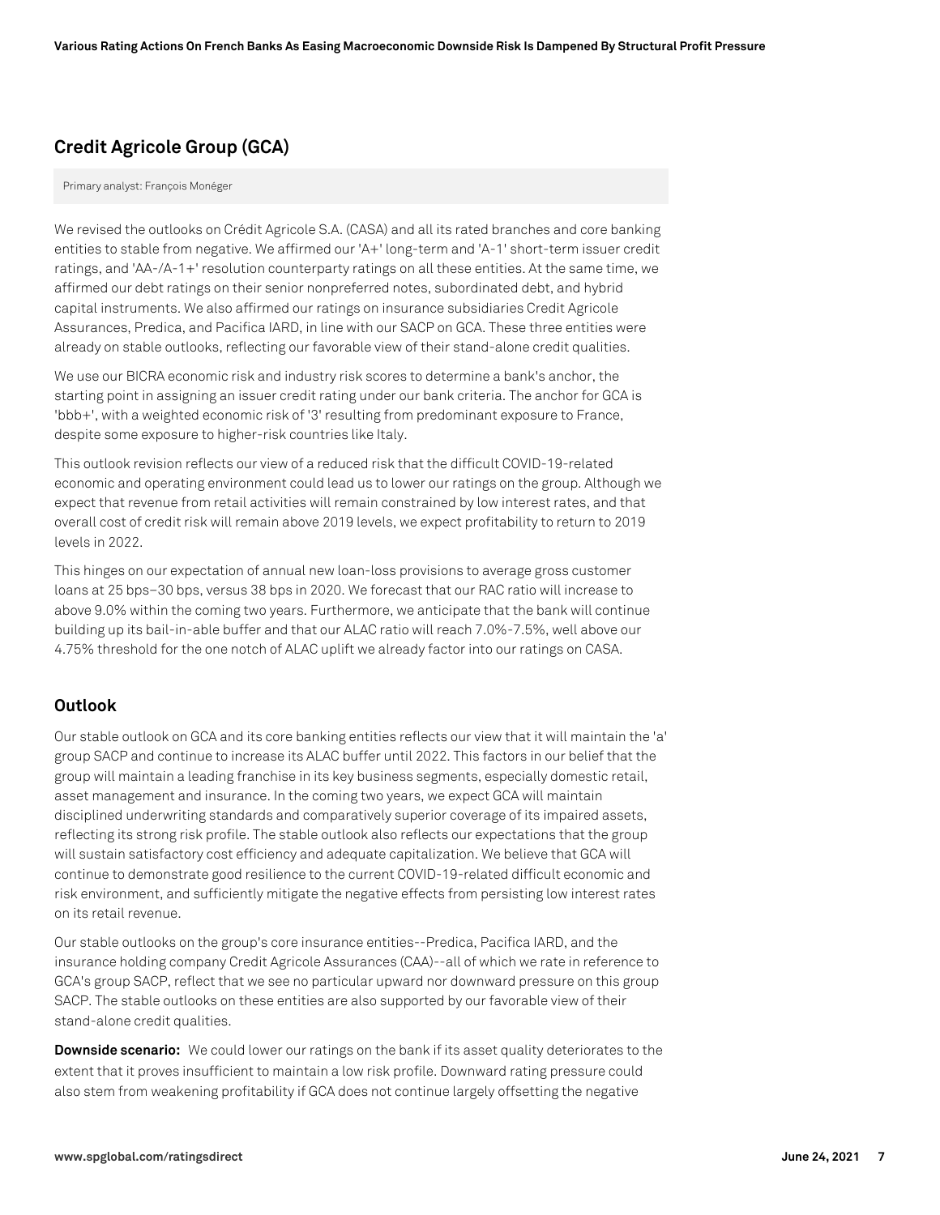## Credit Agricole Group (GCA)

Primary analyst: François Monéger

We revised the outlooks on Crédit Agricole S.A. (CASA) and all its rated branches and core banking entities to stable from negative. We affirmed our 'A+' long-term and 'A-1' short-term issuer credit ratings, and 'AA-/A-1+' resolution counterparty ratings on all these entities. At the same time, we affirmed our debt ratings on their senior nonpreferred notes, subordinated debt, and hybrid capital instruments. We also affirmed our ratings on insurance subsidiaries Credit Agricole Assurances, Predica, and Pacifica IARD, in line with our SACP on GCA. These three entities were already on stable outlooks, reflecting our favorable view of their stand-alone credit qualities.

We use our BICRA economic risk and industry risk scores to determine a bank's anchor, the starting point in assigning an issuer credit rating under our bank criteria. The anchor for GCA is 'bbb+', with a weighted economic risk of '3' resulting from predominant exposure to France, despite some exposure to higher-risk countries like Italy.

This outlook revision reflects our view of a reduced risk that the difficult COVID-19-related economic and operating environment could lead us to lower our ratings on the group. Although we expect that revenue from retail activities will remain constrained by low interest rates, and that overall cost of credit risk will remain above 2019 levels, we expect profitability to return to 2019 levels in 2022.

This hinges on our expectation of annual new loan-loss provisions to average gross customer loans at 25 bps–30 bps, versus 38 bps in 2020. We forecast that our RAC ratio will increase to above 9.0% within the coming two years. Furthermore, we anticipate that the bank will continue building up its bail-in-able buffer and that our ALAC ratio will reach 7.0%-7.5%, well above our 4.75% threshold for the one notch of ALAC uplift we already factor into our ratings on CASA.

### Outlook

Our stable outlook on GCA and its core banking entities reflects our view that it will maintain the 'a' group SACP and continue to increase its ALAC buffer until 2022. This factors in our belief that the group will maintain a leading franchise in its key business segments, especially domestic retail, asset management and insurance. In the coming two years, we expect GCA will maintain disciplined underwriting standards and comparatively superior coverage of its impaired assets, reflecting its strong risk profile. The stable outlook also reflects our expectations that the group will sustain satisfactory cost efficiency and adequate capitalization. We believe that GCA will continue to demonstrate good resilience to the current COVID-19-related difficult economic and risk environment, and sufficiently mitigate the negative effects from persisting low interest rates on its retail revenue.

Our stable outlooks on the group's core insurance entities--Predica, Pacifica IARD, and the insurance holding company Credit Agricole Assurances (CAA)--all of which we rate in reference to GCA's group SACP, reflect that we see no particular upward nor downward pressure on this group SACP. The stable outlooks on these entities are also supported by our favorable view of their stand-alone credit qualities.

**Downside scenario:** We could lower our ratings on the bank if its asset quality deteriorates to the extent that it proves insufficient to maintain a low risk profile. Downward rating pressure could also stem from weakening profitability if GCA does not continue largely offsetting the negative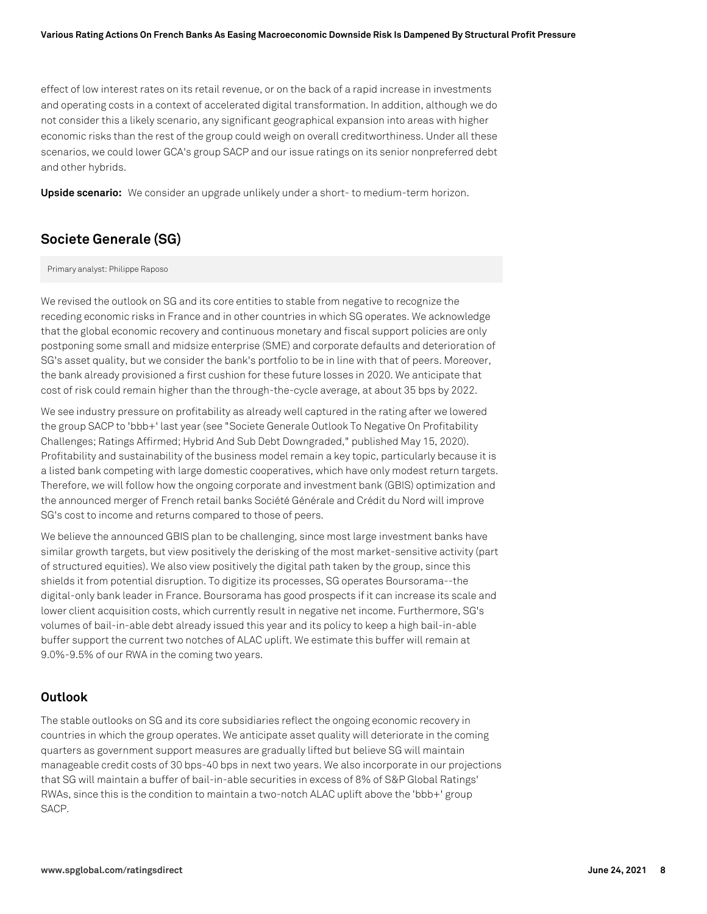effect of low interest rates on its retail revenue, or on the back of a rapid increase in investments and operating costs in a context of accelerated digital transformation. In addition, although we do not consider this a likely scenario, any significant geographical expansion into areas with higher economic risks than the rest of the group could weigh on overall creditworthiness. Under all these scenarios, we could lower GCA's group SACP and our issue ratings on its senior nonpreferred debt and other hybrids.

**Upside scenario:** We consider an upgrade unlikely under a short- to medium-term horizon.

## Societe Generale (SG)

Primary analyst: Philippe Raposo

We revised the outlook on SG and its core entities to stable from negative to recognize the receding economic risks in France and in other countries in which SG operates. We acknowledge that the global economic recovery and continuous monetary and fiscal support policies are only postponing some small and midsize enterprise (SME) and corporate defaults and deterioration of SG's asset quality, but we consider the bank's portfolio to be in line with that of peers. Moreover, the bank already provisioned a first cushion for these future losses in 2020. We anticipate that cost of risk could remain higher than the through-the-cycle average, at about 35 bps by 2022.

We see industry pressure on profitability as already well captured in the rating after we lowered the group SACP to 'bbb+' last year (see "Societe Generale Outlook To Negative On Profitability Challenges; Ratings Affirmed; Hybrid And Sub Debt Downgraded," published May 15, 2020). Profitability and sustainability of the business model remain a key topic, particularly because it is a listed bank competing with large domestic cooperatives, which have only modest return targets. Therefore, we will follow how the ongoing corporate and investment bank (GBIS) optimization and the announced merger of French retail banks Société Générale and Crédit du Nord will improve SG's cost to income and returns compared to those of peers.

We believe the announced GBIS plan to be challenging, since most large investment banks have similar growth targets, but view positively the derisking of the most market-sensitive activity (part of structured equities). We also view positively the digital path taken by the group, since this shields it from potential disruption. To digitize its processes, SG operates Boursorama--the digital-only bank leader in France. Boursorama has good prospects if it can increase its scale and lower client acquisition costs, which currently result in negative net income. Furthermore, SG's volumes of bail-in-able debt already issued this year and its policy to keep a high bail-in-able buffer support the current two notches of ALAC uplift. We estimate this buffer will remain at 9.0%-9.5% of our RWA in the coming two years.

### Outlook

The stable outlooks on SG and its core subsidiaries reflect the ongoing economic recovery in countries in which the group operates. We anticipate asset quality will deteriorate in the coming quarters as government support measures are gradually lifted but believe SG will maintain manageable credit costs of 30 bps-40 bps in next two years. We also incorporate in our projections that SG will maintain a buffer of bail-in-able securities in excess of 8% of S&P Global Ratings' RWAs, since this is the condition to maintain a two-notch ALAC uplift above the 'bbb+' group SACP.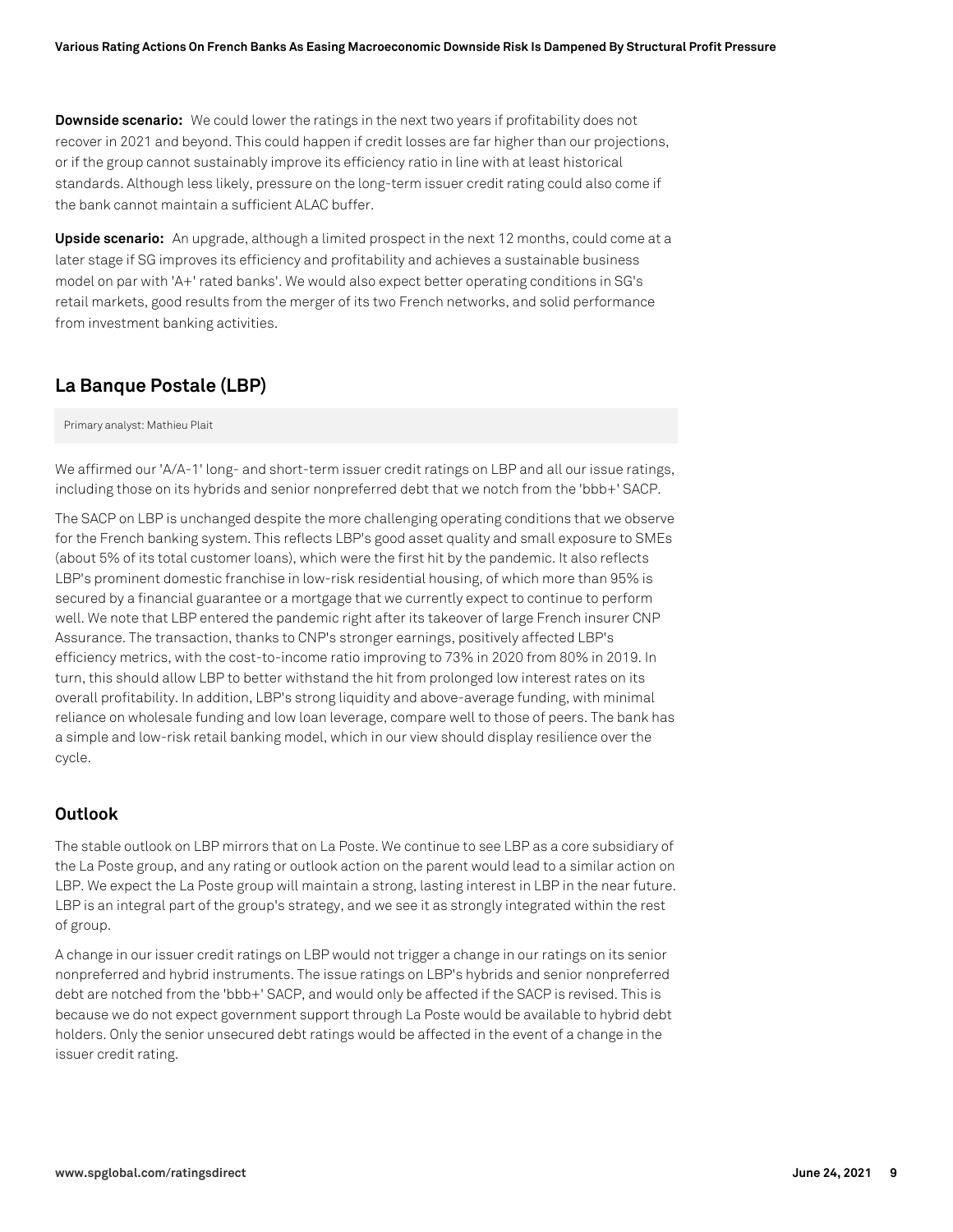**Downside scenario:** We could lower the ratings in the next two years if profitability does not recover in 2021 and beyond. This could happen if credit losses are far higher than our projections, or if the group cannot sustainably improve its efficiency ratio in line with at least historical standards. Although less likely, pressure on the long-term issuer credit rating could also come if the bank cannot maintain a sufficient ALAC buffer.

**Upside scenario:** An upgrade, although a limited prospect in the next 12 months, could come at a later stage if SG improves its efficiency and profitability and achieves a sustainable business model on par with 'A+' rated banks'. We would also expect better operating conditions in SG's retail markets, good results from the merger of its two French networks, and solid performance from investment banking activities.

## La Banque Postale (LBP)

Primary analyst: Mathieu Plait

We affirmed our 'A/A-1' long- and short-term issuer credit ratings on LBP and all our issue ratings, including those on its hybrids and senior nonpreferred debt that we notch from the 'bbb+' SACP.

The SACP on LBP is unchanged despite the more challenging operating conditions that we observe for the French banking system. This reflects LBP's good asset quality and small exposure to SMEs (about 5% of its total customer loans), which were the first hit by the pandemic. It also reflects LBP's prominent domestic franchise in low-risk residential housing, of which more than 95% is secured by a financial guarantee or a mortgage that we currently expect to continue to perform well. We note that LBP entered the pandemic right after its takeover of large French insurer CNP Assurance. The transaction, thanks to CNP's stronger earnings, positively affected LBP's efficiency metrics, with the cost-to-income ratio improving to 73% in 2020 from 80% in 2019. In turn, this should allow LBP to better withstand the hit from prolonged low interest rates on its overall profitability. In addition, LBP's strong liquidity and above-average funding, with minimal reliance on wholesale funding and low loan leverage, compare well to those of peers. The bank has a simple and low-risk retail banking model, which in our view should display resilience over the cycle.

### Outlook

The stable outlook on LBP mirrors that on La Poste. We continue to see LBP as a core subsidiary of the La Poste group, and any rating or outlook action on the parent would lead to a similar action on LBP. We expect the La Poste group will maintain a strong, lasting interest in LBP in the near future. LBP is an integral part of the group's strategy, and we see it as strongly integrated within the rest of group.

A change in our issuer credit ratings on LBP would not trigger a change in our ratings on its senior nonpreferred and hybrid instruments. The issue ratings on LBP's hybrids and senior nonpreferred debt are notched from the 'bbb+' SACP, and would only be affected if the SACP is revised. This is because we do not expect government support through La Poste would be available to hybrid debt holders. Only the senior unsecured debt ratings would be affected in the event of a change in the issuer credit rating.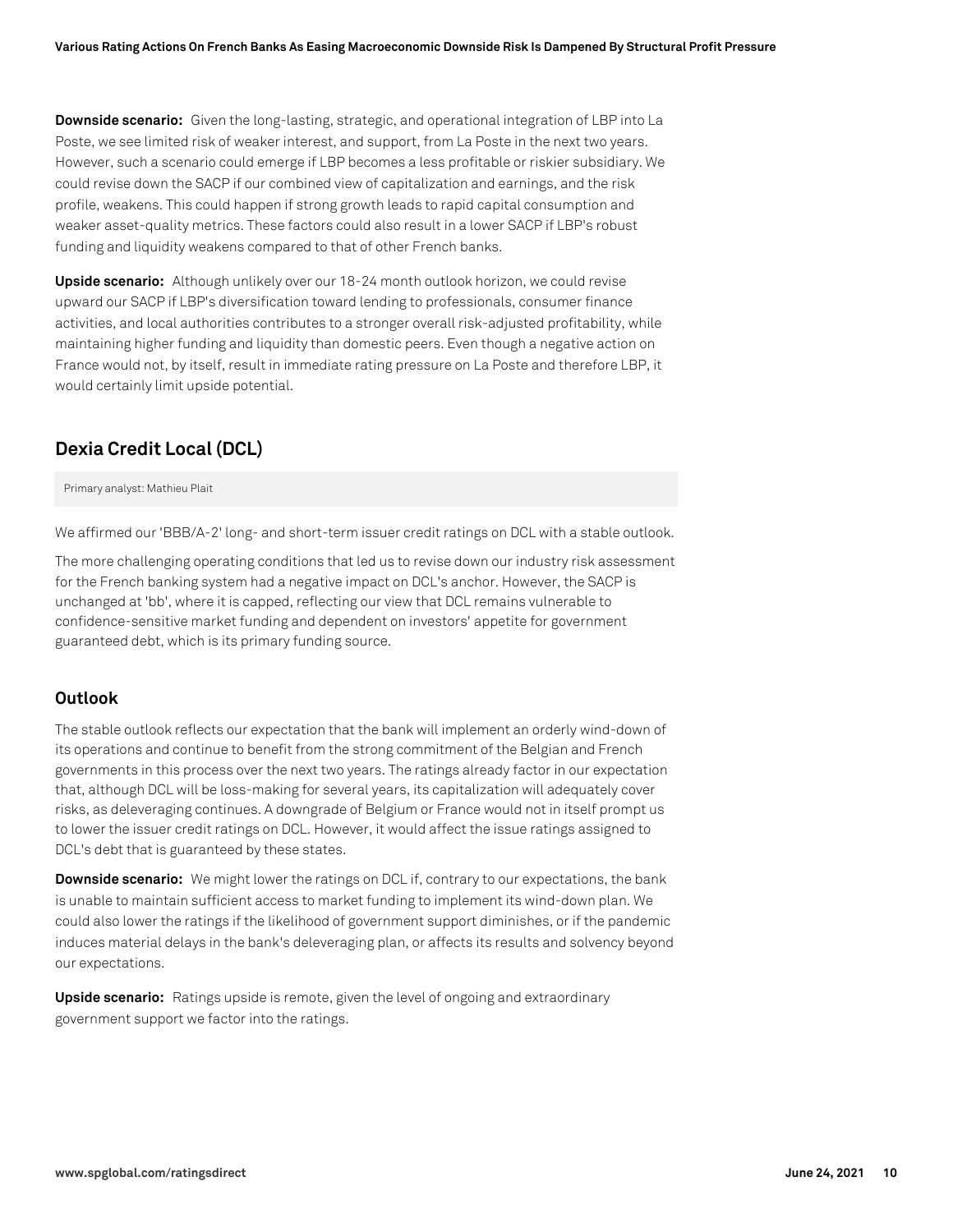**Downside scenario:** Given the long-lasting, strategic, and operational integration of LBP into La Poste, we see limited risk of weaker interest, and support, from La Poste in the next two years. However, such a scenario could emerge if LBP becomes a less profitable or riskier subsidiary. We could revise down the SACP if our combined view of capitalization and earnings, and the risk profile, weakens. This could happen if strong growth leads to rapid capital consumption and weaker asset-quality metrics. These factors could also result in a lower SACP if LBP's robust funding and liquidity weakens compared to that of other French banks.

**Upside scenario:** Although unlikely over our 18-24 month outlook horizon, we could revise upward our SACP if LBP's diversification toward lending to professionals, consumer finance activities, and local authorities contributes to a stronger overall risk-adjusted profitability, while maintaining higher funding and liquidity than domestic peers. Even though a negative action on France would not, by itself, result in immediate rating pressure on La Poste and therefore LBP, it would certainly limit upside potential.

## Dexia Credit Local (DCL)

Primary analyst: Mathieu Plait

We affirmed our 'BBB/A-2' long- and short-term issuer credit ratings on DCL with a stable outlook.

The more challenging operating conditions that led us to revise down our industry risk assessment for the French banking system had a negative impact on DCL's anchor. However, the SACP is unchanged at 'bb', where it is capped, reflecting our view that DCL remains vulnerable to confidence-sensitive market funding and dependent on investors' appetite for government guaranteed debt, which is its primary funding source.

### Outlook

The stable outlook reflects our expectation that the bank will implement an orderly wind-down of its operations and continue to benefit from the strong commitment of the Belgian and French governments in this process over the next two years. The ratings already factor in our expectation that, although DCL will be loss-making for several years, its capitalization will adequately cover risks, as deleveraging continues. A downgrade of Belgium or France would not in itself prompt us to lower the issuer credit ratings on DCL. However, it would affect the issue ratings assigned to DCL's debt that is guaranteed by these states.

**Downside scenario:** We might lower the ratings on DCL if, contrary to our expectations, the bank is unable to maintain sufficient access to market funding to implement its wind-down plan. We could also lower the ratings if the likelihood of government support diminishes, or if the pandemic induces material delays in the bank's deleveraging plan, or affects its results and solvency beyond our expectations.

**Upside scenario:** Ratings upside is remote, given the level of ongoing and extraordinary government support we factor into the ratings.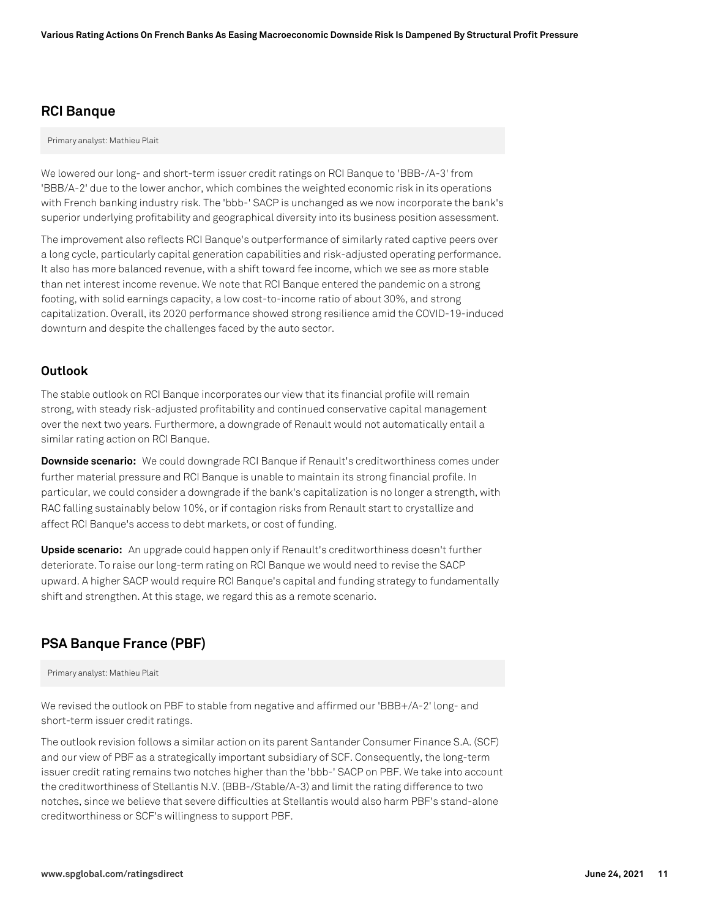## RCI Banque

Primary analyst: Mathieu Plait

We lowered our long- and short-term issuer credit ratings on RCI Banque to 'BBB-/A-3' from 'BBB/A-2' due to the lower anchor, which combines the weighted economic risk in its operations with French banking industry risk. The 'bbb-' SACP is unchanged as we now incorporate the bank's superior underlying profitability and geographical diversity into its business position assessment.

The improvement also reflects RCI Banque's outperformance of similarly rated captive peers over a long cycle, particularly capital generation capabilities and risk-adjusted operating performance. It also has more balanced revenue, with a shift toward fee income, which we see as more stable than net interest income revenue. We note that RCI Banque entered the pandemic on a strong footing, with solid earnings capacity, a low cost-to-income ratio of about 30%, and strong capitalization. Overall, its 2020 performance showed strong resilience amid the COVID-19-induced downturn and despite the challenges faced by the auto sector.

### Outlook

The stable outlook on RCI Banque incorporates our view that its financial profile will remain strong, with steady risk-adjusted profitability and continued conservative capital management over the next two years. Furthermore, a downgrade of Renault would not automatically entail a similar rating action on RCI Banque.

**Downside scenario:** We could downgrade RCI Banque if Renault's creditworthiness comes under further material pressure and RCI Banque is unable to maintain its strong financial profile. In particular, we could consider a downgrade if the bank's capitalization is no longer a strength, with RAC falling sustainably below 10%, or if contagion risks from Renault start to crystallize and affect RCI Banque's access to debt markets, or cost of funding.

**Upside scenario:** An upgrade could happen only if Renault's creditworthiness doesn't further deteriorate. To raise our long-term rating on RCI Banque we would need to revise the SACP upward. A higher SACP would require RCI Banque's capital and funding strategy to fundamentally shift and strengthen. At this stage, we regard this as a remote scenario.

## PSA Banque France (PBF)

Primary analyst: Mathieu Plait

We revised the outlook on PBF to stable from negative and affirmed our 'BBB+/A-2' long- and short-term issuer credit ratings.

The outlook revision follows a similar action on its parent Santander Consumer Finance S.A. (SCF) and our view of PBF as a strategically important subsidiary of SCF. Consequently, the long-term issuer credit rating remains two notches higher than the 'bbb-' SACP on PBF. We take into account the creditworthiness of Stellantis N.V. (BBB-/Stable/A-3) and limit the rating difference to two notches, since we believe that severe difficulties at Stellantis would also harm PBF's stand-alone creditworthiness or SCF's willingness to support PBF.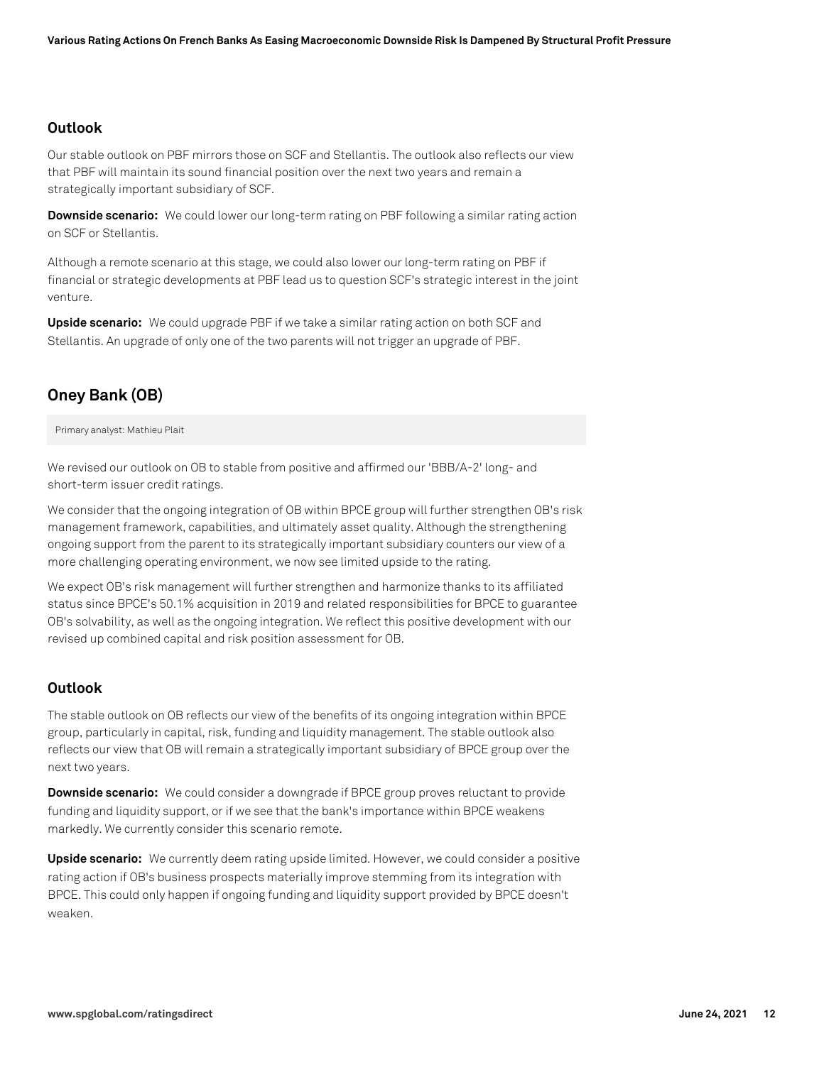### Outlook

Our stable outlook on PBF mirrors those on SCF and Stellantis. The outlook also reflects our view that PBF will maintain its sound financial position over the next two years and remain a strategically important subsidiary of SCF.

**Downside scenario:** We could lower our long-term rating on PBF following a similar rating action on SCF or Stellantis.

Although a remote scenario at this stage, we could also lower our long-term rating on PBF if financial or strategic developments at PBF lead us to question SCF's strategic interest in the joint venture.

**Upside scenario:** We could upgrade PBF if we take a similar rating action on both SCF and Stellantis. An upgrade of only one of the two parents will not trigger an upgrade of PBF.

## Oney Bank (OB)

Primary analyst: Mathieu Plait

We revised our outlook on OB to stable from positive and affirmed our 'BBB/A-2' long- and short-term issuer credit ratings.

We consider that the ongoing integration of OB within BPCE group will further strengthen OB's risk management framework, capabilities, and ultimately asset quality. Although the strengthening ongoing support from the parent to its strategically important subsidiary counters our view of a more challenging operating environment, we now see limited upside to the rating.

We expect OB's risk management will further strengthen and harmonize thanks to its affiliated status since BPCE's 50.1% acquisition in 2019 and related responsibilities for BPCE to guarantee OB's solvability, as well as the ongoing integration. We reflect this positive development with our revised up combined capital and risk position assessment for OB.

### Outlook

The stable outlook on OB reflects our view of the benefits of its ongoing integration within BPCE group, particularly in capital, risk, funding and liquidity management. The stable outlook also reflects our view that OB will remain a strategically important subsidiary of BPCE group over the next two years.

**Downside scenario:** We could consider a downgrade if BPCE group proves reluctant to provide funding and liquidity support, or if we see that the bank's importance within BPCE weakens markedly. We currently consider this scenario remote.

**Upside scenario:** We currently deem rating upside limited. However, we could consider a positive rating action if OB's business prospects materially improve stemming from its integration with BPCE. This could only happen if ongoing funding and liquidity support provided by BPCE doesn't weaken.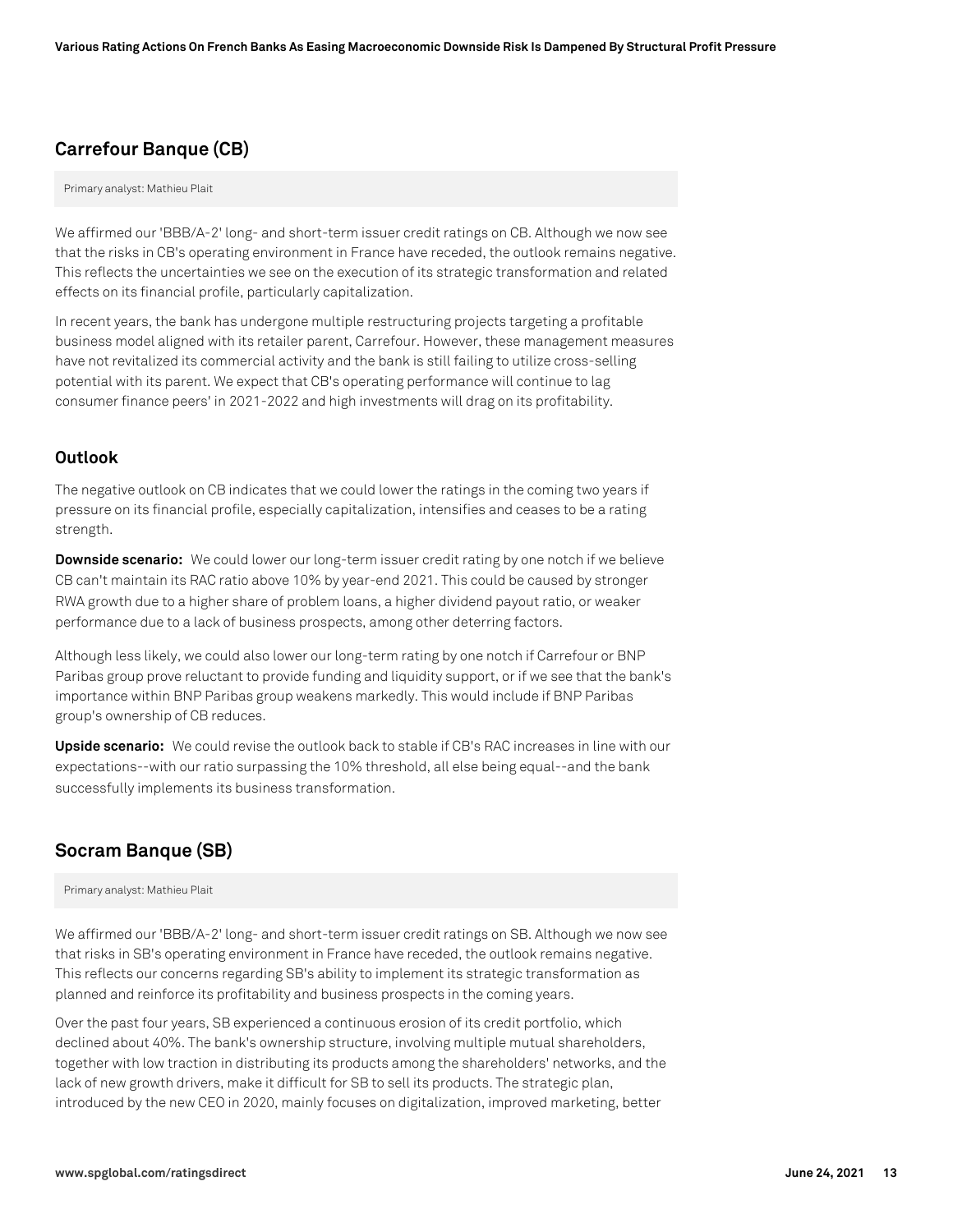## Carrefour Banque (CB)

Primary analyst: Mathieu Plait

We affirmed our 'BBB/A-2' long- and short-term issuer credit ratings on CB. Although we now see that the risks in CB's operating environment in France have receded, the outlook remains negative. This reflects the uncertainties we see on the execution of its strategic transformation and related effects on its financial profile, particularly capitalization.

In recent years, the bank has undergone multiple restructuring projects targeting a profitable business model aligned with its retailer parent, Carrefour. However, these management measures have not revitalized its commercial activity and the bank is still failing to utilize cross-selling potential with its parent. We expect that CB's operating performance will continue to lag consumer finance peers' in 2021-2022 and high investments will drag on its profitability.

### Outlook

The negative outlook on CB indicates that we could lower the ratings in the coming two years if pressure on its financial profile, especially capitalization, intensifies and ceases to be a rating strength.

**Downside scenario:** We could lower our long-term issuer credit rating by one notch if we believe CB can't maintain its RAC ratio above 10% by year-end 2021. This could be caused by stronger RWA growth due to a higher share of problem loans, a higher dividend payout ratio, or weaker performance due to a lack of business prospects, among other deterring factors.

Although less likely, we could also lower our long-term rating by one notch if Carrefour or BNP Paribas group prove reluctant to provide funding and liquidity support, or if we see that the bank's importance within BNP Paribas group weakens markedly. This would include if BNP Paribas group's ownership of CB reduces.

**Upside scenario:** We could revise the outlook back to stable if CB's RAC increases in line with our expectations--with our ratio surpassing the 10% threshold, all else being equal--and the bank successfully implements its business transformation.

## Socram Banque (SB)

Primary analyst: Mathieu Plait

We affirmed our 'BBB/A-2' long- and short-term issuer credit ratings on SB. Although we now see that risks in SB's operating environment in France have receded, the outlook remains negative. This reflects our concerns regarding SB's ability to implement its strategic transformation as planned and reinforce its profitability and business prospects in the coming years.

Over the past four years, SB experienced a continuous erosion of its credit portfolio, which declined about 40%. The bank's ownership structure, involving multiple mutual shareholders, together with low traction in distributing its products among the shareholders' networks, and the lack of new growth drivers, make it difficult for SB to sell its products. The strategic plan, introduced by the new CEO in 2020, mainly focuses on digitalization, improved marketing, better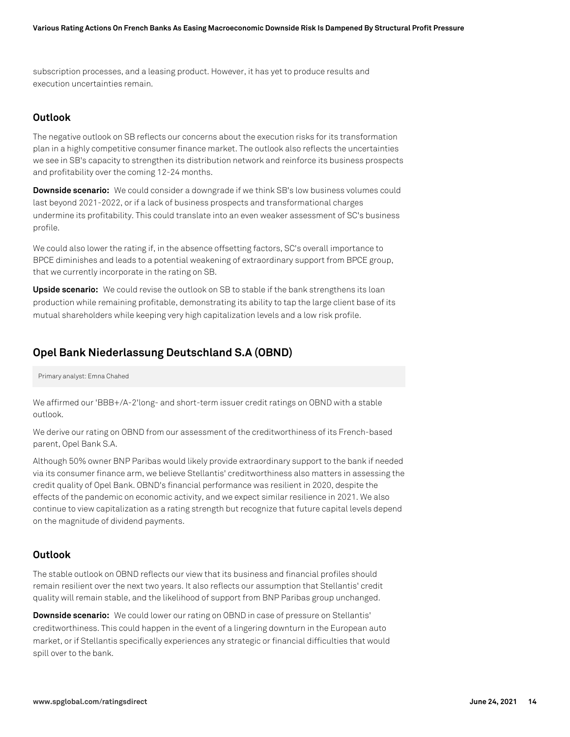subscription processes, and a leasing product. However, it has yet to produce results and execution uncertainties remain.

### Outlook

The negative outlook on SB reflects our concerns about the execution risks for its transformation plan in a highly competitive consumer finance market. The outlook also reflects the uncertainties we see in SB's capacity to strengthen its distribution network and reinforce its business prospects and profitability over the coming 12-24 months.

**Downside scenario:** We could consider a downgrade if we think SB's low business volumes could last beyond 2021-2022, or if a lack of business prospects and transformational charges undermine its profitability. This could translate into an even weaker assessment of SC's business profile.

We could also lower the rating if, in the absence offsetting factors, SC's overall importance to BPCE diminishes and leads to a potential weakening of extraordinary support from BPCE group, that we currently incorporate in the rating on SB.

**Upside scenario:** We could revise the outlook on SB to stable if the bank strengthens its loan production while remaining profitable, demonstrating its ability to tap the large client base of its mutual shareholders while keeping very high capitalization levels and a low risk profile.

## Opel Bank Niederlassung Deutschland S.A (OBND)

Primary analyst: Emna Chahed

We affirmed our 'BBB+/A-2'long- and short-term issuer credit ratings on OBND with a stable outlook.

We derive our rating on OBND from our assessment of the creditworthiness of its French-based parent, Opel Bank S.A.

Although 50% owner BNP Paribas would likely provide extraordinary support to the bank if needed via its consumer finance arm, we believe Stellantis' creditworthiness also matters in assessing the credit quality of Opel Bank. OBND's financial performance was resilient in 2020, despite the effects of the pandemic on economic activity, and we expect similar resilience in 2021. We also continue to view capitalization as a rating strength but recognize that future capital levels depend on the magnitude of dividend payments.

### Outlook

The stable outlook on OBND reflects our view that its business and financial profiles should remain resilient over the next two years. It also reflects our assumption that Stellantis' credit quality will remain stable, and the likelihood of support from BNP Paribas group unchanged.

**Downside scenario:** We could lower our rating on OBND in case of pressure on Stellantis' creditworthiness. This could happen in the event of a lingering downturn in the European auto market, or if Stellantis specifically experiences any strategic or financial difficulties that would spill over to the bank.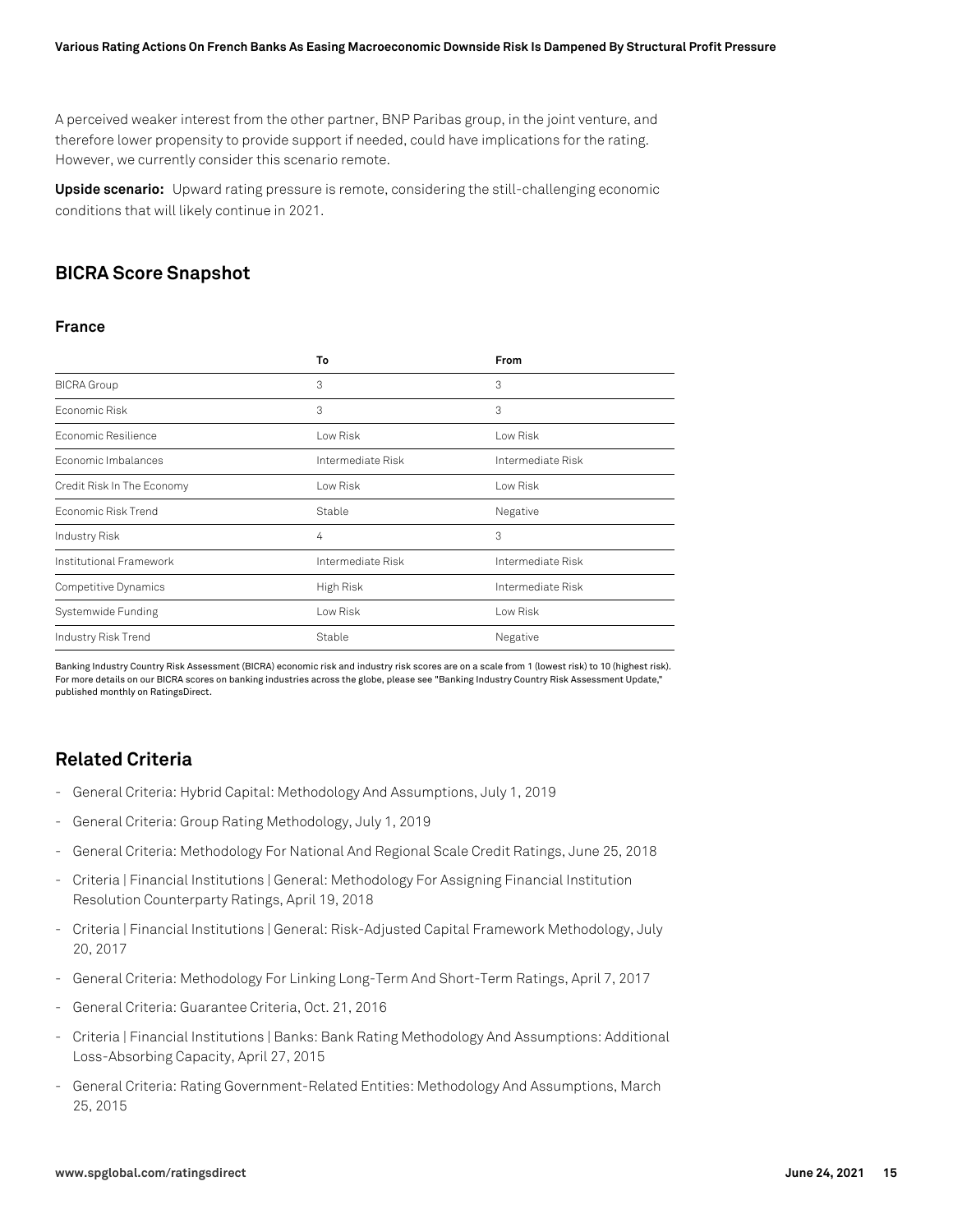A perceived weaker interest from the other partner, BNP Paribas group, in the joint venture, and therefore lower propensity to provide support if needed, could have implications for the rating. However, we currently consider this scenario remote.

**Upside scenario:** Upward rating pressure is remote, considering the still-challenging economic conditions that will likely continue in 2021.

## BICRA Score Snapshot

### France

| | To | From |
|---|---|---|
| BICRA Group | 3 | 3 |
| Economic Risk | 3 | 3 |
| Economic Resilience | Low Risk | Low Risk |
| Economic Imbalances | Intermediate Risk | Intermediate Risk |
| Credit Risk In The Economy | Low Risk | Low Risk |
| Economic Risk Trend | Stable | Negative |
| Industry Risk | 4 | 3 |
| Institutional Framework | Intermediate Risk | Intermediate Risk |
| Competitive Dynamics | High Risk | Intermediate Risk |
| Systemwide Funding | Low Risk | Low Risk |
| Industry Risk Trend | Stable | Negative |

Banking Industry Country Risk Assessment (BICRA) economic risk and industry risk scores are on a scale from 1 (lowest risk) to 10 (highest risk). For more details on our BICRA scores on banking industries across the globe, please see "Banking Industry Country Risk Assessment Update," published monthly on RatingsDirect.

## Related Criteria

- General Criteria: Hybrid Capital: Methodology And Assumptions, July 1, 2019
- General Criteria: Group Rating Methodology, July 1, 2019
- General Criteria: Methodology For National And Regional Scale Credit Ratings, June 25, 2018
- Criteria | Financial Institutions | General: Methodology For Assigning Financial Institution Resolution Counterparty Ratings, April 19, 2018
- Criteria | Financial Institutions | General: Risk-Adjusted Capital Framework Methodology, July 20, 2017
- General Criteria: Methodology For Linking Long-Term And Short-Term Ratings, April 7, 2017
- General Criteria: Guarantee Criteria, Oct. 21, 2016
- Criteria | Financial Institutions | Banks: Bank Rating Methodology And Assumptions: Additional Loss-Absorbing Capacity, April 27, 2015
- General Criteria: Rating Government-Related Entities: Methodology And Assumptions, March 25, 2015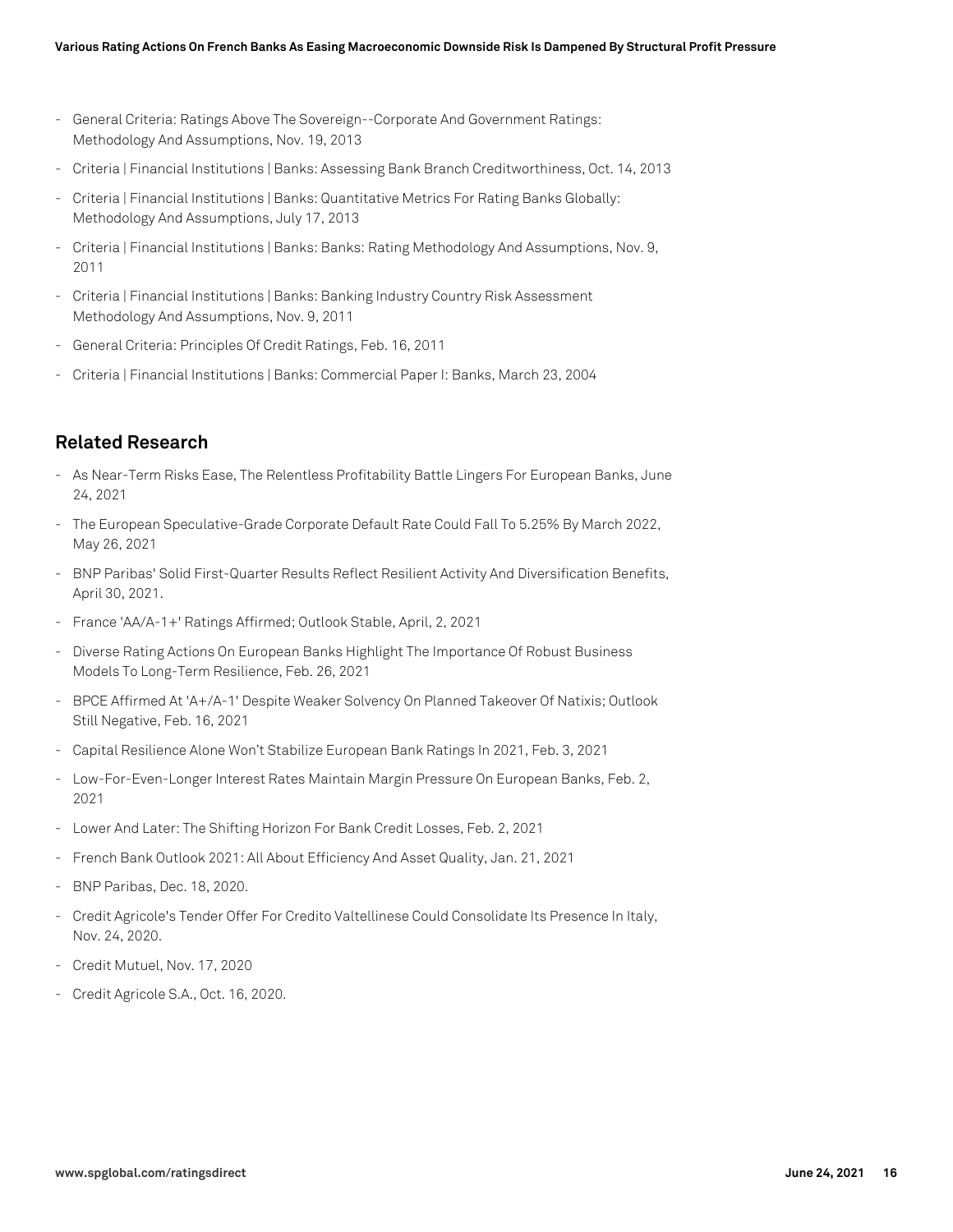- General Criteria: Ratings Above The Sovereign--Corporate And Government Ratings: Methodology And Assumptions, Nov. 19, 2013
- Criteria | Financial Institutions | Banks: Assessing Bank Branch Creditworthiness, Oct. 14, 2013
- Criteria | Financial Institutions | Banks: Quantitative Metrics For Rating Banks Globally: Methodology And Assumptions, July 17, 2013
- Criteria | Financial Institutions | Banks: Banks: Rating Methodology And Assumptions, Nov. 9, 2011
- Criteria | Financial Institutions | Banks: Banking Industry Country Risk Assessment Methodology And Assumptions, Nov. 9, 2011
- General Criteria: Principles Of Credit Ratings, Feb. 16, 2011
- Criteria | Financial Institutions | Banks: Commercial Paper I: Banks, March 23, 2004

## Related Research

- As Near-Term Risks Ease, The Relentless Profitability Battle Lingers For European Banks, June 24, 2021
- The European Speculative-Grade Corporate Default Rate Could Fall To 5.25% By March 2022, May 26, 2021
- BNP Paribas' Solid First-Quarter Results Reflect Resilient Activity And Diversification Benefits, April 30, 2021.
- France 'AA/A-1+' Ratings Affirmed; Outlook Stable, April, 2, 2021
- Diverse Rating Actions On European Banks Highlight The Importance Of Robust Business Models To Long-Term Resilience, Feb. 26, 2021
- BPCE Affirmed At 'A+/A-1' Despite Weaker Solvency On Planned Takeover Of Natixis; Outlook Still Negative, Feb. 16, 2021
- Capital Resilience Alone Won't Stabilize European Bank Ratings In 2021, Feb. 3, 2021
- Low-For-Even-Longer Interest Rates Maintain Margin Pressure On European Banks, Feb. 2, 2021
- Lower And Later: The Shifting Horizon For Bank Credit Losses, Feb. 2, 2021
- French Bank Outlook 2021: All About Efficiency And Asset Quality, Jan. 21, 2021
- BNP Paribas, Dec. 18, 2020.
- Credit Agricole's Tender Offer For Credito Valtellinese Could Consolidate Its Presence In Italy, Nov. 24, 2020.
- Credit Mutuel, Nov. 17, 2020
- Credit Agricole S.A., Oct. 16, 2020.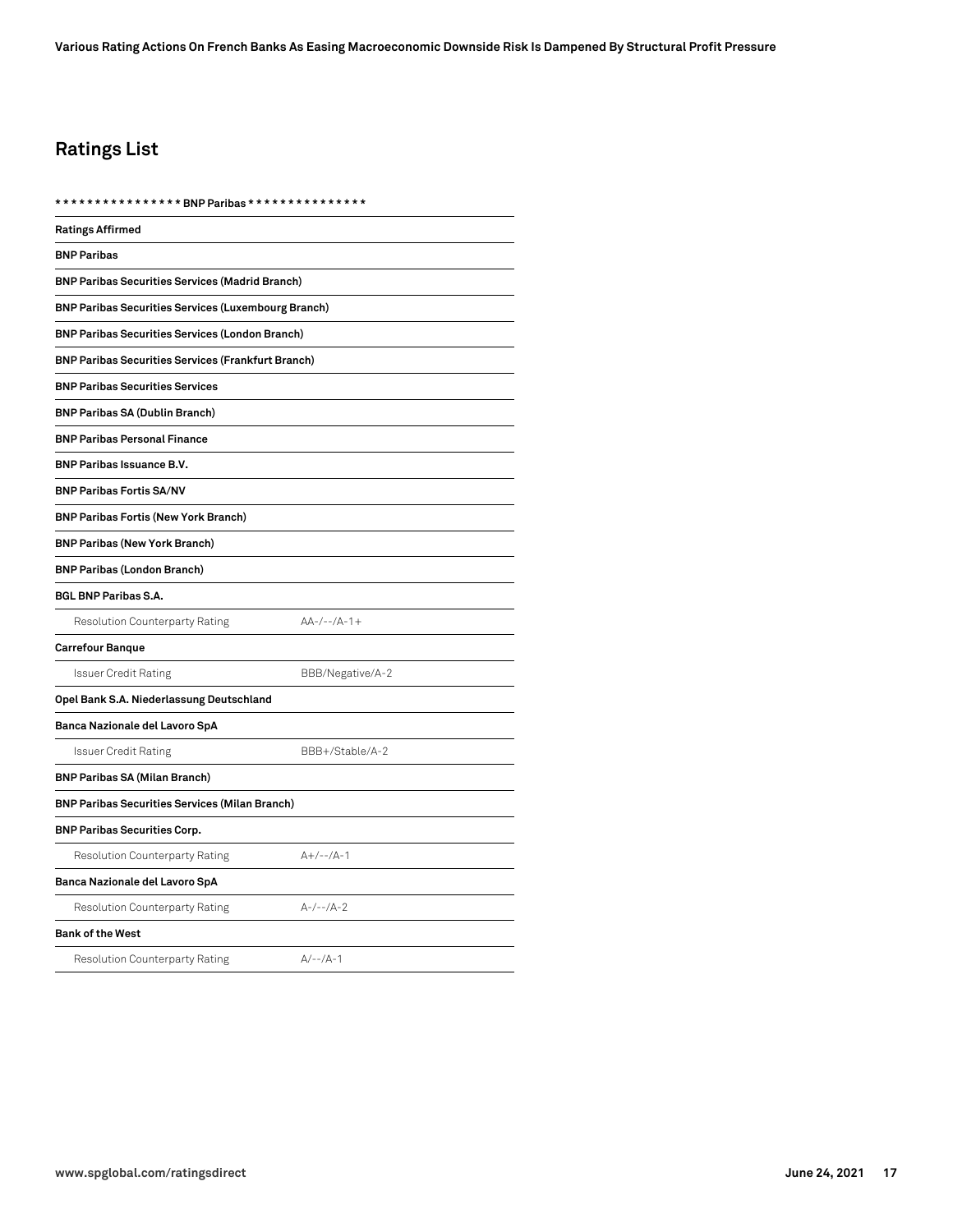## Ratings List

| * * * * * * * * * * * * * * * BNP Paribas * * * * * * * * * * * * * * * | |
|---|---|
| **Ratings Affirmed** | |
| **BNP Paribas** | |
| **BNP Paribas Securities Services (Madrid Branch)** | |
| **BNP Paribas Securities Services (Luxembourg Branch)** | |
| **BNP Paribas Securities Services (London Branch)** | |
| **BNP Paribas Securities Services (Frankfurt Branch)** | |
| **BNP Paribas Securities Services** | |
| **BNP Paribas SA (Dublin Branch)** | |
| **BNP Paribas Personal Finance** | |
| **BNP Paribas Issuance B.V.** | |
| **BNP Paribas Fortis SA/NV** | |
| **BNP Paribas Fortis (New York Branch)** | |
| **BNP Paribas (New York Branch)** | |
| **BNP Paribas (London Branch)** | |
| **BGL BNP Paribas S.A.** | |
| Resolution Counterparty Rating | AA-/--/A-1+ |
| **Carrefour Banque** | |
| Issuer Credit Rating | BBB/Negative/A-2 |
| **Opel Bank S.A. Niederlassung Deutschland** | |
| **Banca Nazionale del Lavoro SpA** | |
| Issuer Credit Rating | BBB+/Stable/A-2 |
| **BNP Paribas SA (Milan Branch)** | |
| **BNP Paribas Securities Services (Milan Branch)** | |
| **BNP Paribas Securities Corp.** | |
| Resolution Counterparty Rating | A+/--/A-1 |
| **Banca Nazionale del Lavoro SpA** | |
| Resolution Counterparty Rating | A-/--/A-2 |
| **Bank of the West** | |
| Resolution Counterparty Rating | A/--/A-1 |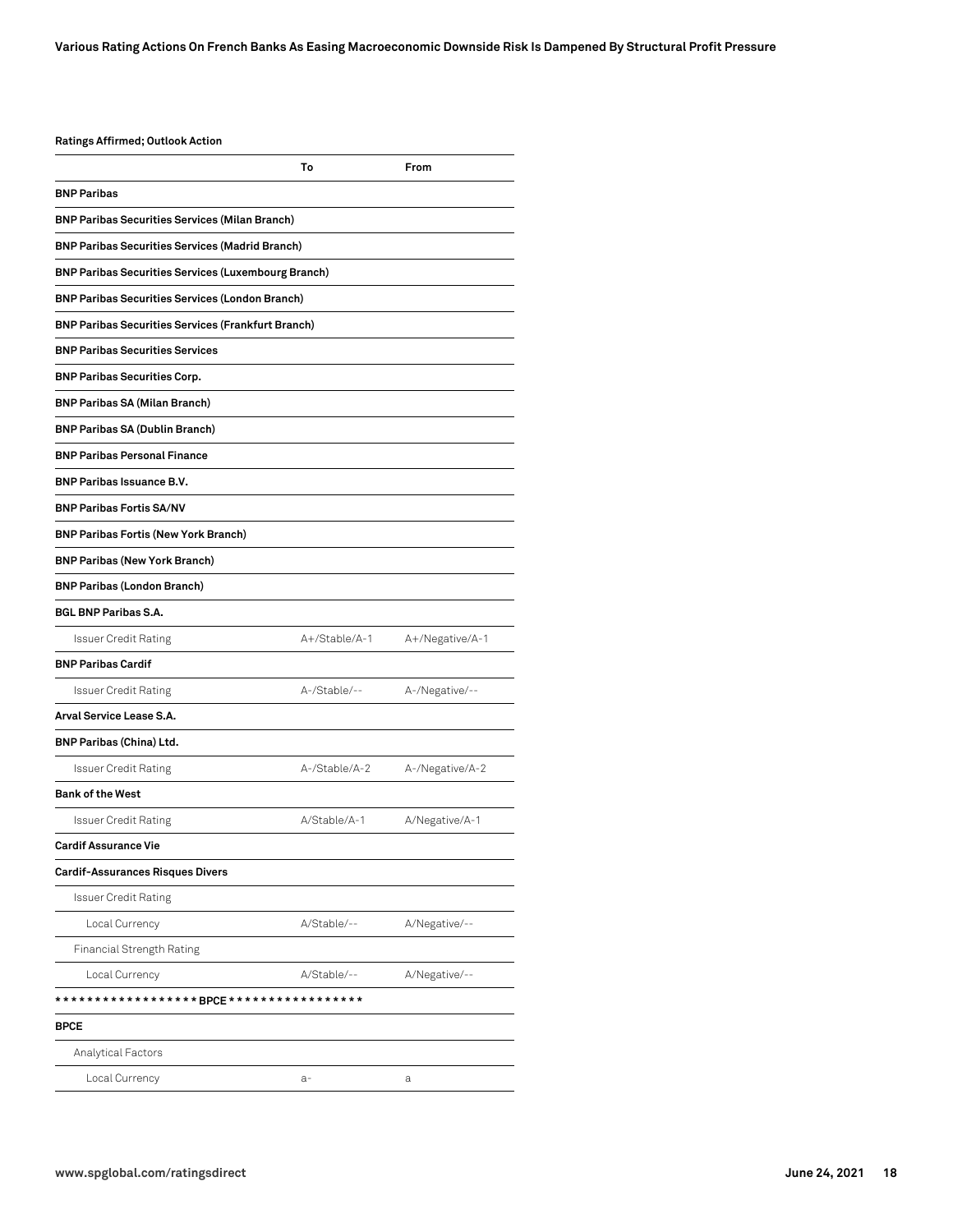**Ratings Affirmed; Outlook Action**

| | To | From |
|---|---|---|
| **BNP Paribas** | | |
| **BNP Paribas Securities Services (Milan Branch)** | | |
| **BNP Paribas Securities Services (Madrid Branch)** | | |
| **BNP Paribas Securities Services (Luxembourg Branch)** | | |
| **BNP Paribas Securities Services (London Branch)** | | |
| **BNP Paribas Securities Services (Frankfurt Branch)** | | |
| **BNP Paribas Securities Services** | | |
| **BNP Paribas Securities Corp.** | | |
| **BNP Paribas SA (Milan Branch)** | | |
| **BNP Paribas SA (Dublin Branch)** | | |
| **BNP Paribas Personal Finance** | | |
| **BNP Paribas Issuance B.V.** | | |
| **BNP Paribas Fortis SA/NV** | | |
| **BNP Paribas Fortis (New York Branch)** | | |
| **BNP Paribas (New York Branch)** | | |
| **BNP Paribas (London Branch)** | | |
| **BGL BNP Paribas S.A.** | | |
| Issuer Credit Rating | A+/Stable/A-1 | A+/Negative/A-1 |
| **BNP Paribas Cardif** | | |
| Issuer Credit Rating | A-/Stable/-- | A-/Negative/-- |
| **Arval Service Lease S.A.** | | |
| **BNP Paribas (China) Ltd.** | | |
| Issuer Credit Rating | A-/Stable/A-2 | A-/Negative/A-2 |
| **Bank of the West** | | |
| Issuer Credit Rating | A/Stable/A-1 | A/Negative/A-1 |
| **Cardif Assurance Vie** | | |
| **Cardif-Assurances Risques Divers** | | |
| Issuer Credit Rating | | |
| Local Currency | A/Stable/-- | A/Negative/-- |
| Financial Strength Rating | | |
| Local Currency | A/Stable/-- | A/Negative/-- |
| ***************** BPCE ***************** | | |
| **BPCE** | | |
| Analytical Factors | | |
| Local Currency | a- | a |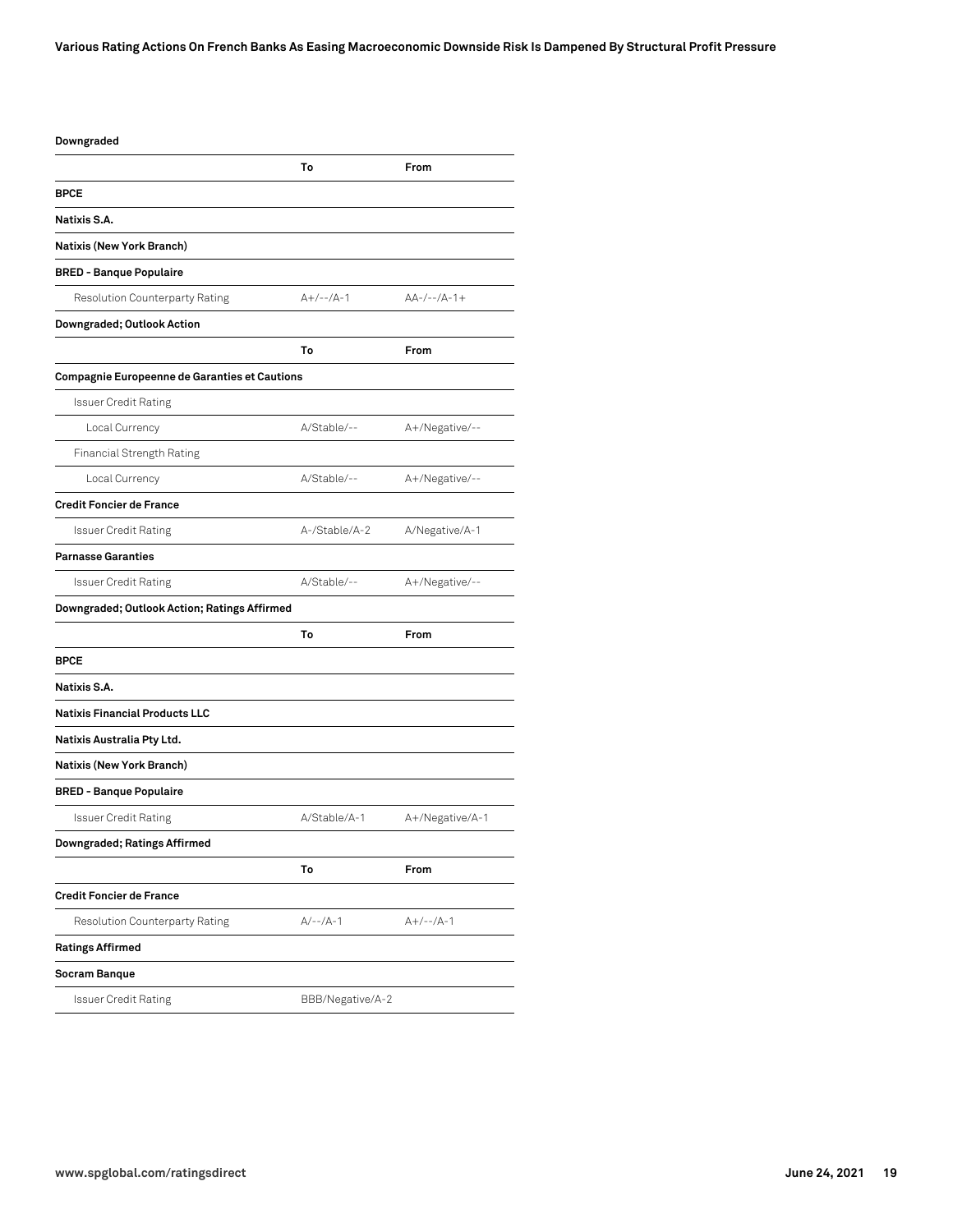**Downgraded**

| | To | From |
|---|---|---|
| **BPCE** | | |
| **Natixis S.A.** | | |
| **Natixis (New York Branch)** | | |
| **BRED - Banque Populaire** | | |
| Resolution Counterparty Rating | A+/--/A-1 | AA-/--/A-1+ |

**Downgraded; Outlook Action**

| | To | From |
|---|---|---|
| **Compagnie Europeenne de Garanties et Cautions** | | |
| Issuer Credit Rating | | |
| Local Currency | A/Stable/-- | A+/Negative/-- |
| Financial Strength Rating | | |
| Local Currency | A/Stable/-- | A+/Negative/-- |
| **Credit Foncier de France** | | |
| Issuer Credit Rating | A-/Stable/A-2 | A/Negative/A-1 |
| **Parnasse Garanties** | | |
| Issuer Credit Rating | A/Stable/-- | A+/Negative/-- |

**Downgraded; Outlook Action; Ratings Affirmed**

| | To | From |
|---|---|---|
| **BPCE** | | |
| **Natixis S.A.** | | |
| **Natixis Financial Products LLC** | | |
| **Natixis Australia Pty Ltd.** | | |
| **Natixis (New York Branch)** | | |
| **BRED - Banque Populaire** | | |
| Issuer Credit Rating | A/Stable/A-1 | A+/Negative/A-1 |

**Downgraded; Ratings Affirmed**

| | To | From |
|---|---|---|
| **Credit Foncier de France** | | |
| Resolution Counterparty Rating | A/--/A-1 | A+/--/A-1 |

**Ratings Affirmed**

| | | |
|---|---|---|
| **Socram Banque** | | |
| Issuer Credit Rating | BBB/Negative/A-2 | |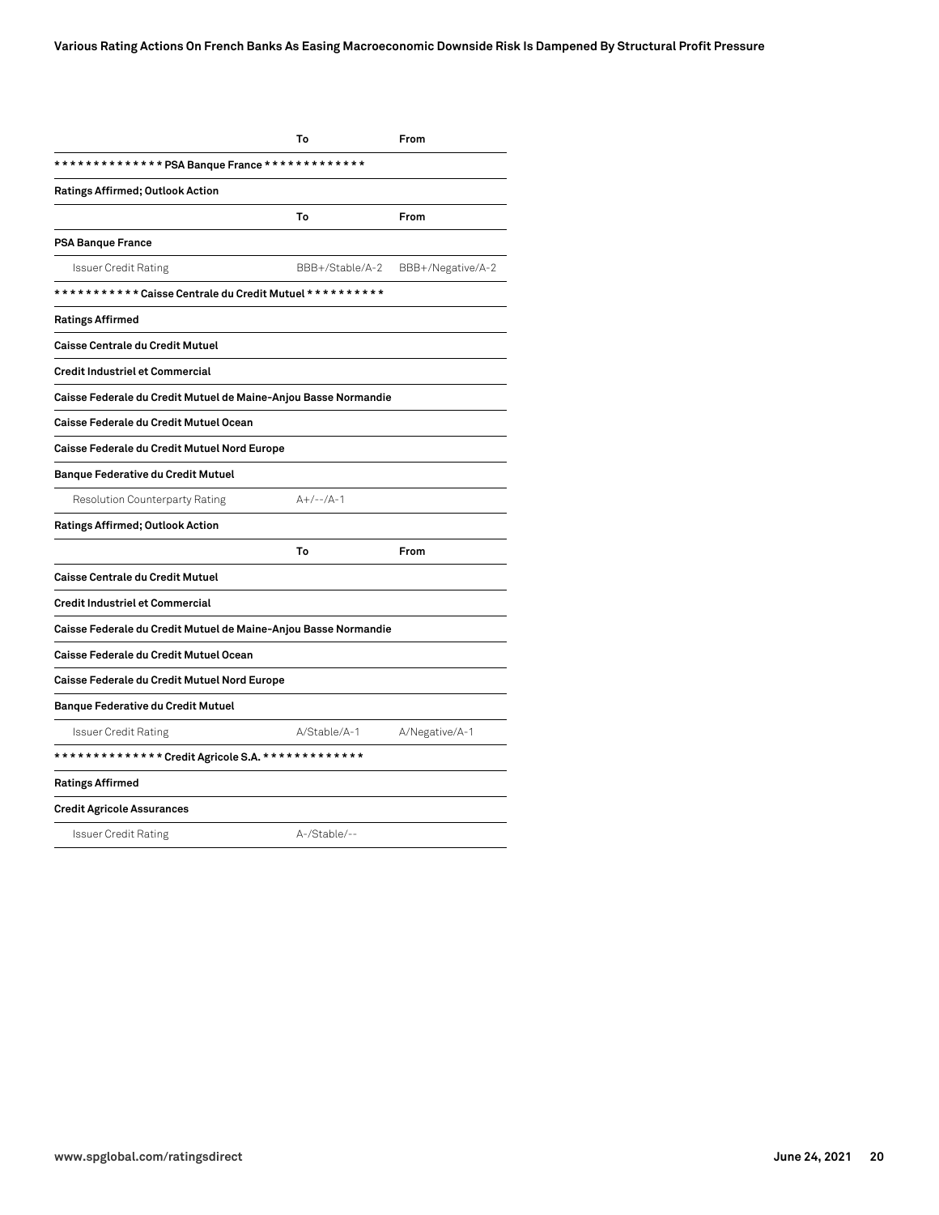| | To | From |
|---|---|---|
| ************** PSA Banque France ************* | | |
| **Ratings Affirmed; Outlook Action** | | |
| | **To** | **From** |
| **PSA Banque France** | | |
| Issuer Credit Rating | BBB+/Stable/A-2 | BBB+/Negative/A-2 |
| *********** Caisse Centrale du Credit Mutuel ********** | | |
| **Ratings Affirmed** | | |
| **Caisse Centrale du Credit Mutuel** | | |
| **Credit Industriel et Commercial** | | |
| **Caisse Federale du Credit Mutuel de Maine-Anjou Basse Normandie** | | |
| **Caisse Federale du Credit Mutuel Ocean** | | |
| **Caisse Federale du Credit Mutuel Nord Europe** | | |
| **Banque Federative du Credit Mutuel** | | |
| Resolution Counterparty Rating | A+/--/A-1 | |
| **Ratings Affirmed; Outlook Action** | | |
| | **To** | **From** |
| **Caisse Centrale du Credit Mutuel** | | |
| **Credit Industriel et Commercial** | | |
| **Caisse Federale du Credit Mutuel de Maine-Anjou Basse Normandie** | | |
| **Caisse Federale du Credit Mutuel Ocean** | | |
| **Caisse Federale du Credit Mutuel Nord Europe** | | |
| **Banque Federative du Credit Mutuel** | | |
| Issuer Credit Rating | A/Stable/A-1 | A/Negative/A-1 |
| ************** Credit Agricole S.A. ************* | | |
| **Ratings Affirmed** | | |
| **Credit Agricole Assurances** | | |
| Issuer Credit Rating | A-/Stable/-- | |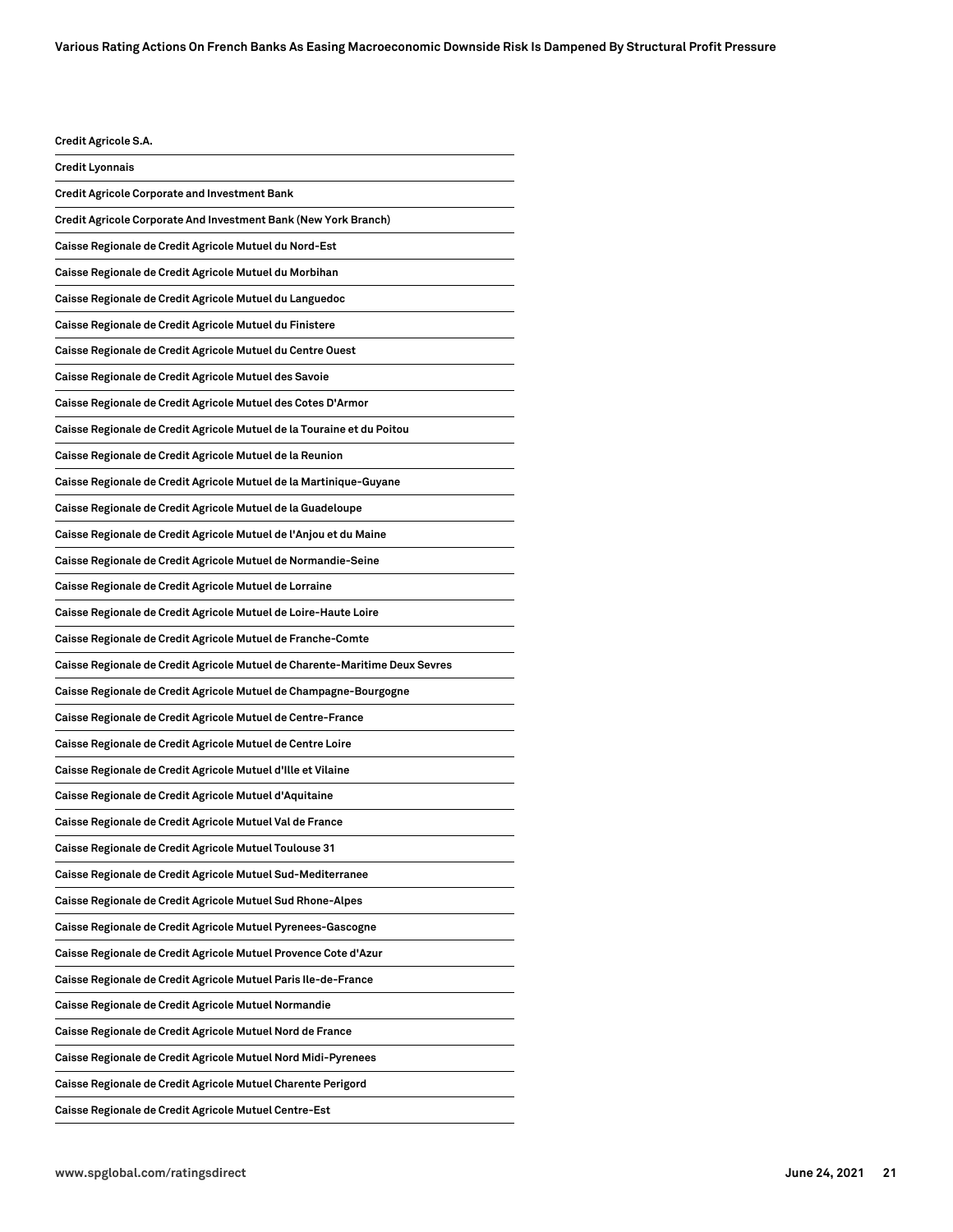| Credit Agricole S.A. |
|---|
| Credit Lyonnais |
| Credit Agricole Corporate and Investment Bank |
| Credit Agricole Corporate And Investment Bank (New York Branch) |
| Caisse Regionale de Credit Agricole Mutuel du Nord-Est |
| Caisse Regionale de Credit Agricole Mutuel du Morbihan |
| Caisse Regionale de Credit Agricole Mutuel du Languedoc |
| Caisse Regionale de Credit Agricole Mutuel du Finistere |
| Caisse Regionale de Credit Agricole Mutuel du Centre Ouest |
| Caisse Regionale de Credit Agricole Mutuel des Savoie |
| Caisse Regionale de Credit Agricole Mutuel des Cotes D'Armor |
| Caisse Regionale de Credit Agricole Mutuel de la Touraine et du Poitou |
| Caisse Regionale de Credit Agricole Mutuel de la Reunion |
| Caisse Regionale de Credit Agricole Mutuel de la Martinique-Guyane |
| Caisse Regionale de Credit Agricole Mutuel de la Guadeloupe |
| Caisse Regionale de Credit Agricole Mutuel de l'Anjou et du Maine |
| Caisse Regionale de Credit Agricole Mutuel de Normandie-Seine |
| Caisse Regionale de Credit Agricole Mutuel de Lorraine |
| Caisse Regionale de Credit Agricole Mutuel de Loire-Haute Loire |
| Caisse Regionale de Credit Agricole Mutuel de Franche-Comte |
| Caisse Regionale de Credit Agricole Mutuel de Charente-Maritime Deux Sevres |
| Caisse Regionale de Credit Agricole Mutuel de Champagne-Bourgogne |
| Caisse Regionale de Credit Agricole Mutuel de Centre-France |
| Caisse Regionale de Credit Agricole Mutuel de Centre Loire |
| Caisse Regionale de Credit Agricole Mutuel d'Ille et Vilaine |
| Caisse Regionale de Credit Agricole Mutuel d'Aquitaine |
| Caisse Regionale de Credit Agricole Mutuel Val de France |
| Caisse Regionale de Credit Agricole Mutuel Toulouse 31 |
| Caisse Regionale de Credit Agricole Mutuel Sud-Mediterranee |
| Caisse Regionale de Credit Agricole Mutuel Sud Rhone-Alpes |
| Caisse Regionale de Credit Agricole Mutuel Pyrenees-Gascogne |
| Caisse Regionale de Credit Agricole Mutuel Provence Cote d'Azur |
| Caisse Regionale de Credit Agricole Mutuel Paris Ile-de-France |
| Caisse Regionale de Credit Agricole Mutuel Normandie |
| Caisse Regionale de Credit Agricole Mutuel Nord de France |
| Caisse Regionale de Credit Agricole Mutuel Nord Midi-Pyrenees |
| Caisse Regionale de Credit Agricole Mutuel Charente Perigord |
| Caisse Regionale de Credit Agricole Mutuel Centre-Est |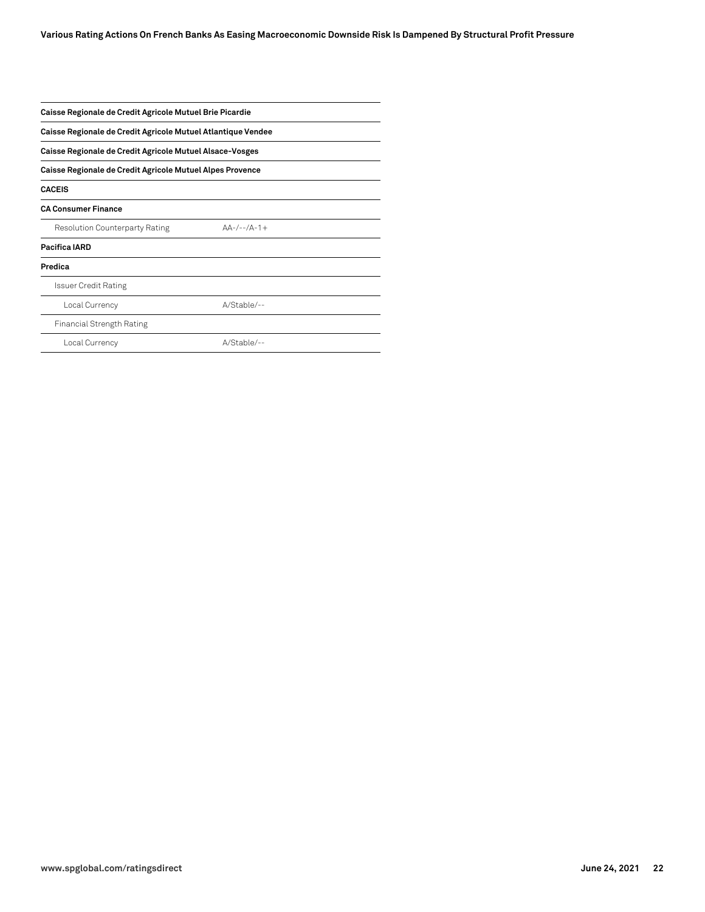| | |
|---|---|
| **Caisse Regionale de Credit Agricole Mutuel Brie Picardie** | |
| **Caisse Regionale de Credit Agricole Mutuel Atlantique Vendee** | |
| **Caisse Regionale de Credit Agricole Mutuel Alsace-Vosges** | |
| **Caisse Regionale de Credit Agricole Mutuel Alpes Provence** | |
| **CACEIS** | |
| **CA Consumer Finance** | |
| Resolution Counterparty Rating | AA-/--/A-1+ |
| **Pacifica IARD** | |
| **Predica** | |
| Issuer Credit Rating | |
| Local Currency | A/Stable/-- |
| Financial Strength Rating | |
| Local Currency | A/Stable/-- |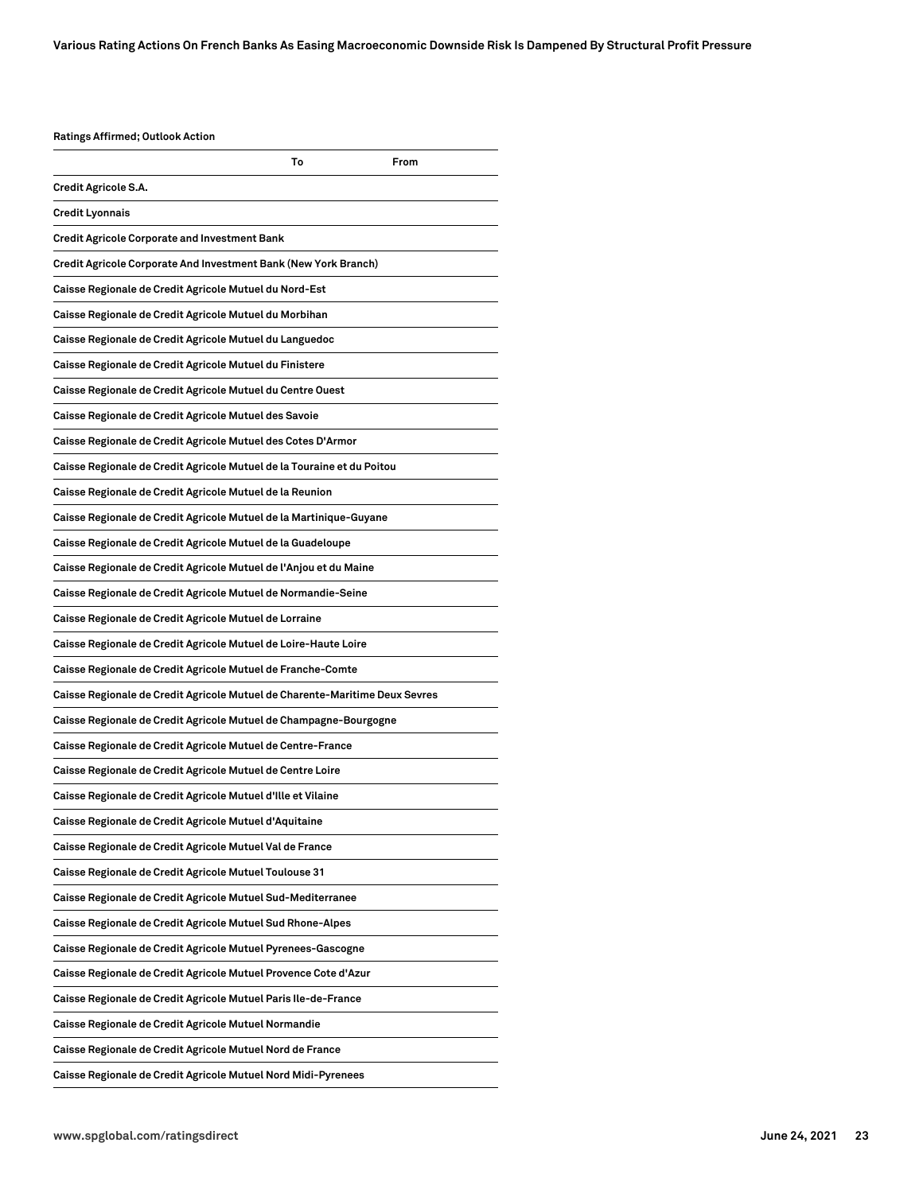**Ratings Affirmed; Outlook Action**

| | To | From |
|---|---|---|
| **Credit Agricole S.A.** | | |
| **Credit Lyonnais** | | |
| **Credit Agricole Corporate and Investment Bank** | | |
| **Credit Agricole Corporate And Investment Bank (New York Branch)** | | |
| **Caisse Regionale de Credit Agricole Mutuel du Nord-Est** | | |
| **Caisse Regionale de Credit Agricole Mutuel du Morbihan** | | |
| **Caisse Regionale de Credit Agricole Mutuel du Languedoc** | | |
| **Caisse Regionale de Credit Agricole Mutuel du Finistere** | | |
| **Caisse Regionale de Credit Agricole Mutuel du Centre Ouest** | | |
| **Caisse Regionale de Credit Agricole Mutuel des Savoie** | | |
| **Caisse Regionale de Credit Agricole Mutuel des Cotes D'Armor** | | |
| **Caisse Regionale de Credit Agricole Mutuel de la Touraine et du Poitou** | | |
| **Caisse Regionale de Credit Agricole Mutuel de la Reunion** | | |
| **Caisse Regionale de Credit Agricole Mutuel de la Martinique-Guyane** | | |
| **Caisse Regionale de Credit Agricole Mutuel de la Guadeloupe** | | |
| **Caisse Regionale de Credit Agricole Mutuel de l'Anjou et du Maine** | | |
| **Caisse Regionale de Credit Agricole Mutuel de Normandie-Seine** | | |
| **Caisse Regionale de Credit Agricole Mutuel de Lorraine** | | |
| **Caisse Regionale de Credit Agricole Mutuel de Loire-Haute Loire** | | |
| **Caisse Regionale de Credit Agricole Mutuel de Franche-Comte** | | |
| **Caisse Regionale de Credit Agricole Mutuel de Charente-Maritime Deux Sevres** | | |
| **Caisse Regionale de Credit Agricole Mutuel de Champagne-Bourgogne** | | |
| **Caisse Regionale de Credit Agricole Mutuel de Centre-France** | | |
| **Caisse Regionale de Credit Agricole Mutuel de Centre Loire** | | |
| **Caisse Regionale de Credit Agricole Mutuel d'Ille et Vilaine** | | |
| **Caisse Regionale de Credit Agricole Mutuel d'Aquitaine** | | |
| **Caisse Regionale de Credit Agricole Mutuel Val de France** | | |
| **Caisse Regionale de Credit Agricole Mutuel Toulouse 31** | | |
| **Caisse Regionale de Credit Agricole Mutuel Sud-Mediterranee** | | |
| **Caisse Regionale de Credit Agricole Mutuel Sud Rhone-Alpes** | | |
| **Caisse Regionale de Credit Agricole Mutuel Pyrenees-Gascogne** | | |
| **Caisse Regionale de Credit Agricole Mutuel Provence Cote d'Azur** | | |
| **Caisse Regionale de Credit Agricole Mutuel Paris Ile-de-France** | | |
| **Caisse Regionale de Credit Agricole Mutuel Normandie** | | |
| **Caisse Regionale de Credit Agricole Mutuel Nord de France** | | |
| **Caisse Regionale de Credit Agricole Mutuel Nord Midi-Pyrenees** | | |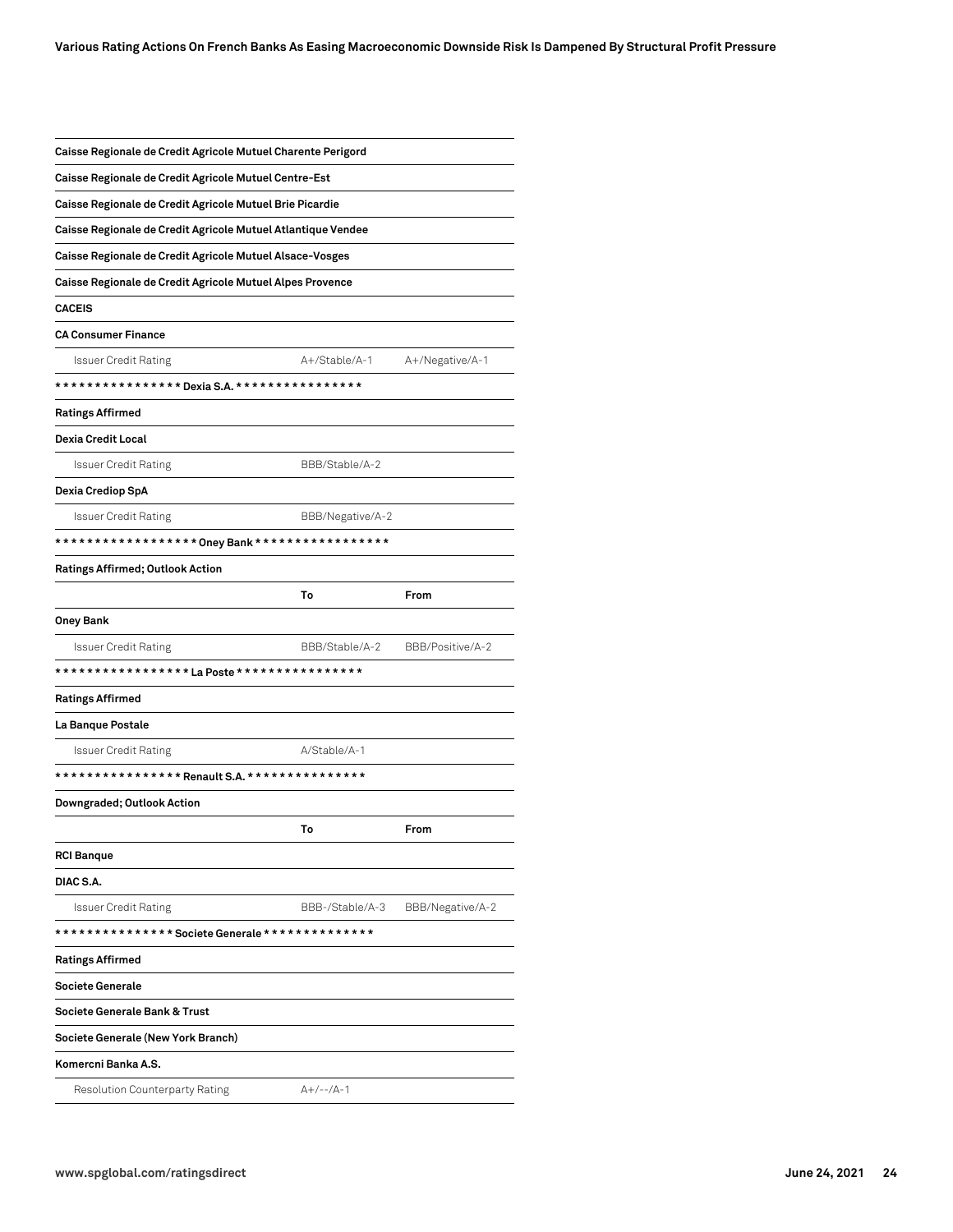| | | |
|---|---|---|
| **Caisse Regionale de Credit Agricole Mutuel Charente Perigord** | | |
| **Caisse Regionale de Credit Agricole Mutuel Centre-Est** | | |
| **Caisse Regionale de Credit Agricole Mutuel Brie Picardie** | | |
| **Caisse Regionale de Credit Agricole Mutuel Atlantique Vendee** | | |
| **Caisse Regionale de Credit Agricole Mutuel Alsace-Vosges** | | |
| **Caisse Regionale de Credit Agricole Mutuel Alpes Provence** | | |
| **CACEIS** | | |
| **CA Consumer Finance** | | |
| Issuer Credit Rating | A+/Stable/A-1 | A+/Negative/A-1 |
| **\* \* \* \* \* \* \* \* \* \* \* \* \* \* \* \* Dexia S.A. \* \* \* \* \* \* \* \* \* \* \* \* \* \* \* \*** | | |
| **Ratings Affirmed** | | |
| **Dexia Credit Local** | | |
| Issuer Credit Rating | BBB/Stable/A-2 | |
| **Dexia Crediop SpA** | | |
| Issuer Credit Rating | BBB/Negative/A-2 | |
| **\* \* \* \* \* \* \* \* \* \* \* \* \* \* \* \* \* \* Oney Bank \* \* \* \* \* \* \* \* \* \* \* \* \* \* \* \* \*** | | |
| **Ratings Affirmed; Outlook Action** | | |
| | **To** | **From** |
| **Oney Bank** | | |
| Issuer Credit Rating | BBB/Stable/A-2 | BBB/Positive/A-2 |
| **\* \* \* \* \* \* \* \* \* \* \* \* \* \* \* \* \* La Poste \* \* \* \* \* \* \* \* \* \* \* \* \* \* \* \*** | | |
| **Ratings Affirmed** | | |
| **La Banque Postale** | | |
| Issuer Credit Rating | A/Stable/A-1 | |
| **\* \* \* \* \* \* \* \* \* \* \* \* \* \* \* \* Renault S.A. \* \* \* \* \* \* \* \* \* \* \* \* \* \* \*** | | |
| **Downgraded; Outlook Action** | | |
| | **To** | **From** |
| **RCI Banque** | | |
| **DIAC S.A.** | | |
| Issuer Credit Rating | BBB-/Stable/A-3 | BBB/Negative/A-2 |
| **\* \* \* \* \* \* \* \* \* \* \* \* \* \* \* Societe Generale \* \* \* \* \* \* \* \* \* \* \* \* \* \*** | | |
| **Ratings Affirmed** | | |
| **Societe Generale** | | |
| **Societe Generale Bank & Trust** | | |
| **Societe Generale (New York Branch)** | | |
| **Komercni Banka A.S.** | | |
| Resolution Counterparty Rating | A+/--/A-1 | |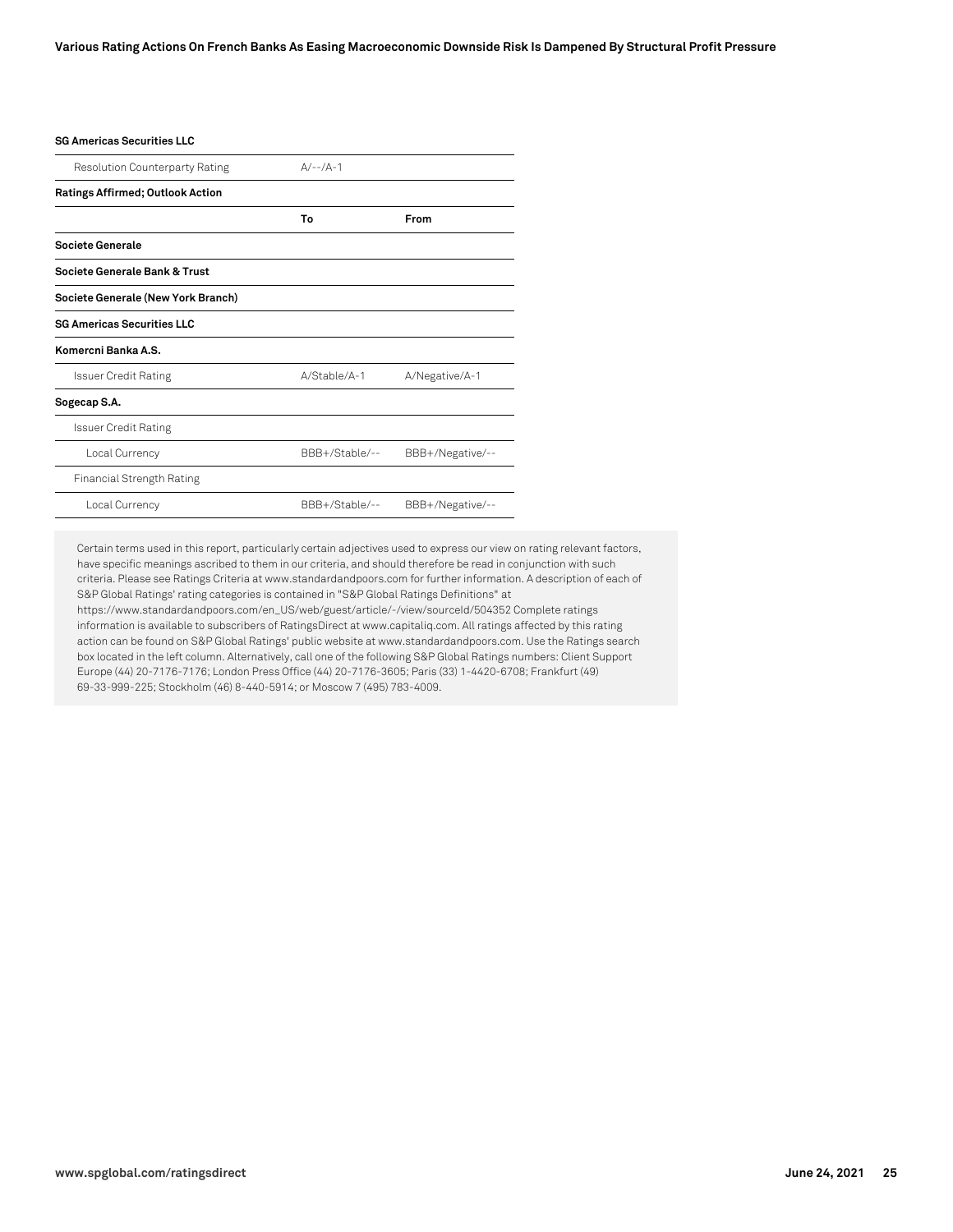| SG Americas Securities LLC | | |
| --- | --- | --- |
| Resolution Counterparty Rating | A/--/A-1 | |
| **Ratings Affirmed; Outlook Action** | | |
| | **To** | **From** |
| **Societe Generale** | | |
| **Societe Generale Bank & Trust** | | |
| **Societe Generale (New York Branch)** | | |
| **SG Americas Securities LLC** | | |
| **Komercni Banka A.S.** | | |
| Issuer Credit Rating | A/Stable/A-1 | A/Negative/A-1 |
| **Sogecap S.A.** | | |
| Issuer Credit Rating | | |
| Local Currency | BBB+/Stable/-- | BBB+/Negative/-- |
| Financial Strength Rating | | |
| Local Currency | BBB+/Stable/-- | BBB+/Negative/-- |

Certain terms used in this report, particularly certain adjectives used to express our view on rating relevant factors, have specific meanings ascribed to them in our criteria, and should therefore be read in conjunction with such criteria. Please see Ratings Criteria at www.standardandpoors.com for further information. A description of each of S&P Global Ratings' rating categories is contained in "S&P Global Ratings Definitions" at https://www.standardandpoors.com/en_US/web/guest/article/-/view/sourceId/504352 Complete ratings information is available to subscribers of RatingsDirect at www.capitaliq.com. All ratings affected by this rating action can be found on S&P Global Ratings' public website at www.standardandpoors.com. Use the Ratings search box located in the left column. Alternatively, call one of the following S&P Global Ratings numbers: Client Support Europe (44) 20-7176-7176; London Press Office (44) 20-7176-3605; Paris (33) 1-4420-6708; Frankfurt (49) 69-33-999-225; Stockholm (46) 8-440-5914; or Moscow 7 (495) 783-4009.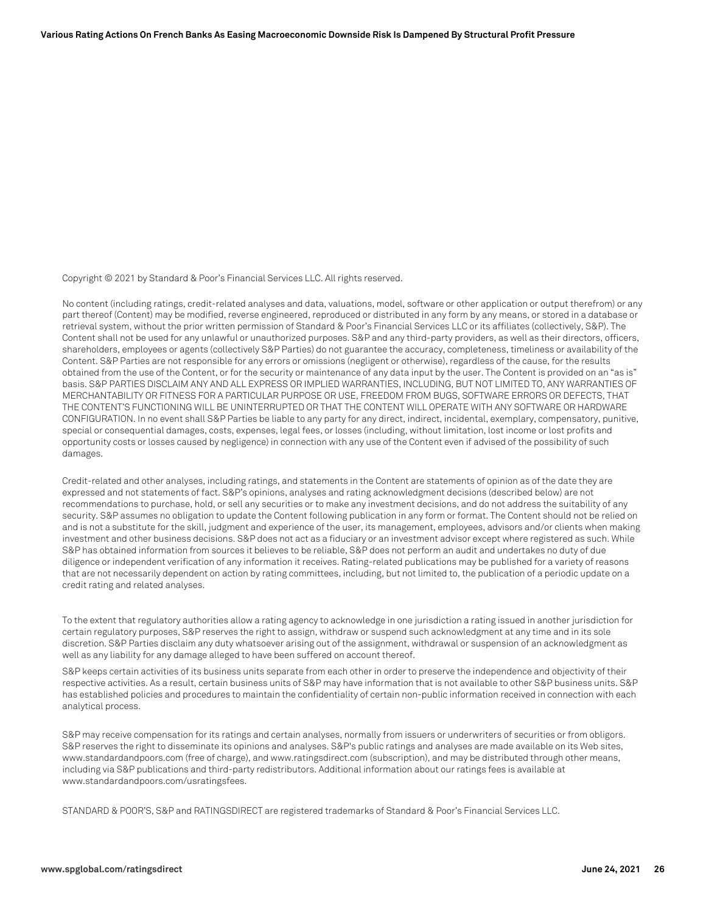Copyright © 2021 by Standard & Poor's Financial Services LLC. All rights reserved.

No content (including ratings, credit-related analyses and data, valuations, model, software or other application or output therefrom) or any part thereof (Content) may be modified, reverse engineered, reproduced or distributed in any form by any means, or stored in a database or retrieval system, without the prior written permission of Standard & Poor's Financial Services LLC or its affiliates (collectively, S&P). The Content shall not be used for any unlawful or unauthorized purposes. S&P and any third-party providers, as well as their directors, officers, shareholders, employees or agents (collectively S&P Parties) do not guarantee the accuracy, completeness, timeliness or availability of the Content. S&P Parties are not responsible for any errors or omissions (negligent or otherwise), regardless of the cause, for the results obtained from the use of the Content, or for the security or maintenance of any data input by the user. The Content is provided on an "as is" basis. S&P PARTIES DISCLAIM ANY AND ALL EXPRESS OR IMPLIED WARRANTIES, INCLUDING, BUT NOT LIMITED TO, ANY WARRANTIES OF MERCHANTABILITY OR FITNESS FOR A PARTICULAR PURPOSE OR USE, FREEDOM FROM BUGS, SOFTWARE ERRORS OR DEFECTS, THAT THE CONTENT'S FUNCTIONING WILL BE UNINTERRUPTED OR THAT THE CONTENT WILL OPERATE WITH ANY SOFTWARE OR HARDWARE CONFIGURATION. In no event shall S&P Parties be liable to any party for any direct, indirect, incidental, exemplary, compensatory, punitive, special or consequential damages, costs, expenses, legal fees, or losses (including, without limitation, lost income or lost profits and opportunity costs or losses caused by negligence) in connection with any use of the Content even if advised of the possibility of such damages.

Credit-related and other analyses, including ratings, and statements in the Content are statements of opinion as of the date they are expressed and not statements of fact. S&P's opinions, analyses and rating acknowledgment decisions (described below) are not recommendations to purchase, hold, or sell any securities or to make any investment decisions, and do not address the suitability of any security. S&P assumes no obligation to update the Content following publication in any form or format. The Content should not be relied on and is not a substitute for the skill, judgment and experience of the user, its management, employees, advisors and/or clients when making investment and other business decisions. S&P does not act as a fiduciary or an investment advisor except where registered as such. While S&P has obtained information from sources it believes to be reliable, S&P does not perform an audit and undertakes no duty of due diligence or independent verification of any information it receives. Rating-related publications may be published for a variety of reasons that are not necessarily dependent on action by rating committees, including, but not limited to, the publication of a periodic update on a credit rating and related analyses.

To the extent that regulatory authorities allow a rating agency to acknowledge in one jurisdiction a rating issued in another jurisdiction for certain regulatory purposes, S&P reserves the right to assign, withdraw or suspend such acknowledgment at any time and in its sole discretion. S&P Parties disclaim any duty whatsoever arising out of the assignment, withdrawal or suspension of an acknowledgment as well as any liability for any damage alleged to have been suffered on account thereof.

S&P keeps certain activities of its business units separate from each other in order to preserve the independence and objectivity of their respective activities. As a result, certain business units of S&P may have information that is not available to other S&P business units. S&P has established policies and procedures to maintain the confidentiality of certain non-public information received in connection with each analytical process.

S&P may receive compensation for its ratings and certain analyses, normally from issuers or underwriters of securities or from obligors. S&P reserves the right to disseminate its opinions and analyses. S&P's public ratings and analyses are made available on its Web sites, www.standardandpoors.com (free of charge), and www.ratingsdirect.com (subscription), and may be distributed through other means, including via S&P publications and third-party redistributors. Additional information about our ratings fees is available at www.standardandpoors.com/usratingsfees.

STANDARD & POOR'S, S&P and RATINGSDIRECT are registered trademarks of Standard & Poor's Financial Services LLC.